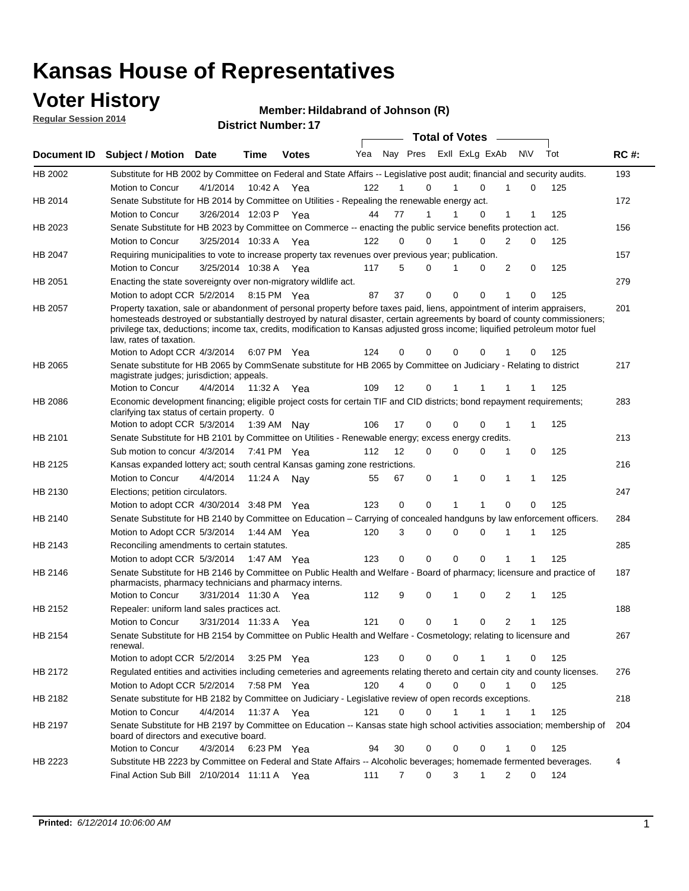# Kansas House of Representatives

## Voter History

**Regular Session 2014**

**Member: Hildabrand of Johnson (R)**

**District Number: 17**

| Document ID | Subject / Motion | Date | Time | Votes | Yea | Nay | Pres | ExII | ExLg | ExAb | N\V | Tot | RC #: |
|---|---|---|---|---|---|---|---|---|---|---|---|---|---|
| HB 2002 | Substitute for HB 2002 by Committee on Federal and State Affairs -- Legislative post audit; financial and security audits. | | | | | | | | | | | | 193 |
| | Motion to Concur | 4/1/2014 | 10:42 A | Yea | 122 | 1 | 0 | 1 | 0 | 1 | 0 | 125 | |
| HB 2014 | Senate Substitute for HB 2014 by Committee on Utilities - Repealing the renewable energy act. | | | | | | | | | | | | 172 |
| | Motion to Concur | 3/26/2014 | 12:03 P | Yea | 44 | 77 | 1 | 1 | 0 | 1 | 1 | 125 | |
| HB 2023 | Senate Substitute for HB 2023 by Committee on Commerce -- enacting the public service benefits protection act. | | | | | | | | | | | | 156 |
| | Motion to Concur | 3/25/2014 | 10:33 A | Yea | 122 | 0 | 0 | 1 | 0 | 2 | 0 | 125 | |
| HB 2047 | Requiring municipalities to vote to increase property tax revenues over previous year; publication. | | | | | | | | | | | | 157 |
| | Motion to Concur | 3/25/2014 | 10:38 A | Yea | 117 | 5 | 0 | 1 | 0 | 2 | 0 | 125 | |
| HB 2051 | Enacting the state sovereignty over non-migratory wildlife act. | | | | | | | | | | | | 279 |
| | Motion to adopt CCR | 5/2/2014 | 8:15 PM | Yea | 87 | 37 | 0 | 0 | 0 | 1 | 0 | 125 | |
| HB 2057 | Property taxation, sale or abandonment of personal property before taxes paid, liens, appointment of interim appraisers, homesteads destroyed or substantially destroyed by natural disaster, certain agreements by board of county commissioners; privilege tax, deductions; income tax, credits, modification to Kansas adjusted gross income; liquified petroleum motor fuel law, rates of taxation. | | | | | | | | | | | | 201 |
| | Motion to Adopt CCR | 4/3/2014 | 6:07 PM | Yea | 124 | 0 | 0 | 0 | 0 | 1 | 0 | 125 | |
| HB 2065 | Senate substitute for HB 2065 by CommSenate substitute for HB 2065 by Committee on Judiciary - Relating to district magistrate judges; jurisdiction; appeals. | | | | | | | | | | | | 217 |
| | Motion to Concur | 4/4/2014 | 11:32 A | Yea | 109 | 12 | 0 | 1 | 1 | 1 | 1 | 125 | |
| HB 2086 | Economic development financing; eligible project costs for certain TIF and CID districts; bond repayment requirements; clarifying tax status of certain property. 0 | | | | | | | | | | | | 283 |
| | Motion to adopt CCR | 5/3/2014 | 1:39 AM | Nay | 106 | 17 | 0 | 0 | 0 | 1 | 1 | 125 | |
| HB 2101 | Senate Substitute for HB 2101 by Committee on Utilities - Renewable energy; excess energy credits. | | | | | | | | | | | | 213 |
| | Sub motion to concur | 4/3/2014 | 7:41 PM | Yea | 112 | 12 | 0 | 0 | 0 | 1 | 0 | 125 | |
| HB 2125 | Kansas expanded lottery act; south central Kansas gaming zone restrictions. | | | | | | | | | | | | 216 |
| | Motion to Concur | 4/4/2014 | 11:24 A | Nay | 55 | 67 | 0 | 1 | 0 | 1 | 1 | 125 | |
| HB 2130 | Elections; petition circulators. | | | | | | | | | | | | 247 |
| | Motion to adopt CCR | 4/30/2014 | 3:48 PM | Yea | 123 | 0 | 0 | 1 | 1 | 0 | 0 | 125 | |
| HB 2140 | Senate Substitute for HB 2140 by Committee on Education – Carrying of concealed handguns by law enforcement officers. | | | | | | | | | | | | 284 |
| | Motion to Adopt CCR | 5/3/2014 | 1:44 AM | Yea | 120 | 3 | 0 | 0 | 0 | 1 | 1 | 125 | |
| HB 2143 | Reconciling amendments to certain statutes. | | | | | | | | | | | | 285 |
| | Motion to adopt CCR | 5/3/2014 | 1:47 AM | Yea | 123 | 0 | 0 | 0 | 0 | 1 | 1 | 125 | |
| HB 2146 | Senate Substitute for HB 2146 by Committee on Public Health and Welfare - Board of pharmacy; licensure and practice of pharmacists, pharmacy technicians and pharmacy interns. | | | | | | | | | | | | 187 |
| | Motion to Concur | 3/31/2014 | 11:30 A | Yea | 112 | 9 | 0 | 1 | 0 | 2 | 1 | 125 | |
| HB 2152 | Repealer: uniform land sales practices act. | | | | | | | | | | | | 188 |
| | Motion to Concur | 3/31/2014 | 11:33 A | Yea | 121 | 0 | 0 | 1 | 0 | 2 | 1 | 125 | |
| HB 2154 | Senate Substitute for HB 2154 by Committee on Public Health and Welfare - Cosmetology; relating to licensure and renewal. | | | | | | | | | | | | 267 |
| | Motion to adopt CCR | 5/2/2014 | 3:25 PM | Yea | 123 | 0 | 0 | 0 | 1 | 1 | 0 | 125 | |
| HB 2172 | Regulated entities and activities including cemeteries and agreements relating thereto and certain city and county licenses. | | | | | | | | | | | | 276 |
| | Motion to Adopt CCR | 5/2/2014 | 7:58 PM | Yea | 120 | 4 | 0 | 0 | 0 | 1 | 0 | 125 | |
| HB 2182 | Senate substitute for HB 2182 by Committee on Judiciary - Legislative review of open records exceptions. | | | | | | | | | | | | 218 |
| | Motion to Concur | 4/4/2014 | 11:37 A | Yea | 121 | 0 | 0 | 1 | 1 | 1 | 1 | 125 | |
| HB 2197 | Senate Substitute for HB 2197 by Committee on Education -- Kansas state high school activities association; membership of board of directors and executive board. | | | | | | | | | | | | 204 |
| | Motion to Concur | 4/3/2014 | 6:23 PM | Yea | 94 | 30 | 0 | 0 | 0 | 1 | 0 | 125 | |
| HB 2223 | Substitute HB 2223 by Committee on Federal and State Affairs -- Alcoholic beverages; homemade fermented beverages. | | | | | | | | | | | | 4 |
| | Final Action Sub Bill | 2/10/2014 | 11:11 A | Yea | 111 | 7 | 0 | 3 | 1 | 2 | 0 | 124 | |

**Printed:** *6/12/2014 10:06:00 AM*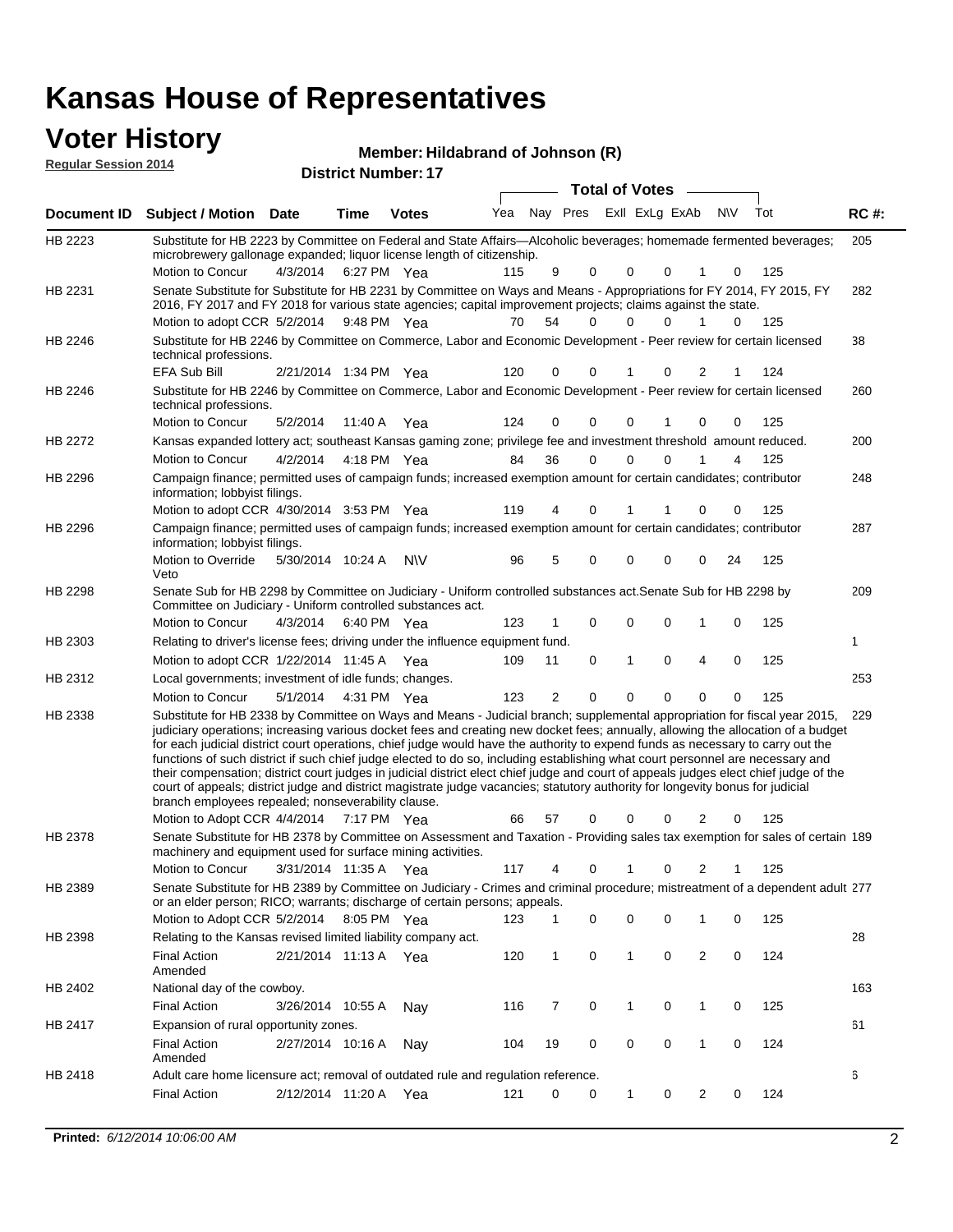# Kansas House of Representatives

## Voter History

**Regular Session 2014**

**Member: Hildabrand of Johnson (R)**

**District Number: 17**

| Document ID | Subject / Motion | Date | Time | Votes | Yea | Nay | Pres | ExII | ExLg | ExAb | N\V | Tot | RC #: |
|---|---|---|---|---|---|---|---|---|---|---|---|---|---|
| HB 2223 | Substitute for HB 2223 by Committee on Federal and State Affairs—Alcoholic beverages; homemade fermented beverages; microbrewery gallonage expanded; liquor license length of citizenship. | | | | | | | | | | | | 205 |
| | Motion to Concur | 4/3/2014 | 6:27 PM | Yea | 115 | 9 | 0 | 0 | 0 | 1 | 0 | 125 | |
| HB 2231 | Senate Substitute for Substitute for HB 2231 by Committee on Ways and Means - Appropriations for FY 2014, FY 2015, FY 2016, FY 2017 and FY 2018 for various state agencies; capital improvement projects; claims against the state. | | | | | | | | | | | | 282 |
| | Motion to adopt CCR | 5/2/2014 | 9:48 PM | Yea | 70 | 54 | 0 | 0 | 0 | 1 | 0 | 125 | |
| HB 2246 | Substitute for HB 2246 by Committee on Commerce, Labor and Economic Development - Peer review for certain licensed technical professions. | | | | | | | | | | | | 38 |
| | EFA Sub Bill | 2/21/2014 | 1:34 PM | Yea | 120 | 0 | 0 | 1 | 0 | 2 | 1 | 124 | |
| HB 2246 | Substitute for HB 2246 by Committee on Commerce, Labor and Economic Development - Peer review for certain licensed technical professions. | | | | | | | | | | | | 260 |
| | Motion to Concur | 5/2/2014 | 11:40 A | Yea | 124 | 0 | 0 | 0 | 1 | 0 | 0 | 125 | |
| HB 2272 | Kansas expanded lottery act; southeast Kansas gaming zone; privilege fee and investment threshold amount reduced. | | | | | | | | | | | | 200 |
| | Motion to Concur | 4/2/2014 | 4:18 PM | Yea | 84 | 36 | 0 | 0 | 0 | 1 | 4 | 125 | |
| HB 2296 | Campaign finance; permitted uses of campaign funds; increased exemption amount for certain candidates; contributor information; lobbyist filings. | | | | | | | | | | | | 248 |
| | Motion to adopt CCR | 4/30/2014 | 3:53 PM | Yea | 119 | 4 | 0 | 1 | 1 | 0 | 0 | 125 | |
| HB 2296 | Campaign finance; permitted uses of campaign funds; increased exemption amount for certain candidates; contributor information; lobbyist filings. | | | | | | | | | | | | 287 |
| | Motion to Override Veto | 5/30/2014 | 10:24 A | N\V | 96 | 5 | 0 | 0 | 0 | 0 | 24 | 125 | |
| HB 2298 | Senate Sub for HB 2298 by Committee on Judiciary - Uniform controlled substances act.Senate Sub for HB 2298 by Committee on Judiciary - Uniform controlled substances act. | | | | | | | | | | | | 209 |
| | Motion to Concur | 4/3/2014 | 6:40 PM | Yea | 123 | 1 | 0 | 0 | 0 | 1 | 0 | 125 | |
| HB 2303 | Relating to driver's license fees; driving under the influence equipment fund. | | | | | | | | | | | | 1 |
| | Motion to adopt CCR | 1/22/2014 | 11:45 A | Yea | 109 | 11 | 0 | 1 | 0 | 4 | 0 | 125 | |
| HB 2312 | Local governments; investment of idle funds; changes. | | | | | | | | | | | | 253 |
| | Motion to Concur | 5/1/2014 | 4:31 PM | Yea | 123 | 2 | 0 | 0 | 0 | 0 | 0 | 125 | |
| HB 2338 | Substitute for HB 2338 by Committee on Ways and Means - Judicial branch; supplemental appropriation for fiscal year 2015, judiciary operations; increasing various docket fees and creating new docket fees; annually, allowing the allocation of a budget for each judicial district court operations, chief judge would have the authority to expend funds as necessary to carry out the functions of such district if such chief judge elected to do so, including establishing what court personnel are necessary and their compensation; district court judges in judicial district elect chief judge and court of appeals judges elect chief judge of the court of appeals; district judge and district magistrate judge vacancies; statutory authority for longevity bonus for judicial branch employees repealed; nonseverability clause. | | | | | | | | | | | | 229 |
| | Motion to Adopt CCR | 4/4/2014 | 7:17 PM | Yea | 66 | 57 | 0 | 0 | 0 | 2 | 0 | 125 | |
| HB 2378 | Senate Substitute for HB 2378 by Committee on Assessment and Taxation - Providing sales tax exemption for sales of certain machinery and equipment used for surface mining activities. | | | | | | | | | | | | 189 |
| | Motion to Concur | 3/31/2014 | 11:35 A | Yea | 117 | 4 | 0 | 1 | 0 | 2 | 1 | 125 | |
| HB 2389 | Senate Substitute for HB 2389 by Committee on Judiciary - Crimes and criminal procedure; mistreatment of a dependent adult or an elder person; RICO; warrants; discharge of certain persons; appeals. | | | | | | | | | | | | 277 |
| | Motion to Adopt CCR | 5/2/2014 | 8:05 PM | Yea | 123 | 1 | 0 | 0 | 0 | 1 | 0 | 125 | |
| HB 2398 | Relating to the Kansas revised limited liability company act. | | | | | | | | | | | | 28 |
| | Final Action Amended | 2/21/2014 | 11:13 A | Yea | 120 | 1 | 0 | 1 | 0 | 2 | 0 | 124 | |
| HB 2402 | National day of the cowboy. | | | | | | | | | | | | 163 |
| | Final Action | 3/26/2014 | 10:55 A | Nay | 116 | 7 | 0 | 1 | 0 | 1 | 0 | 125 | |
| HB 2417 | Expansion of rural opportunity zones. | | | | | | | | | | | | 61 |
| | Final Action Amended | 2/27/2014 | 10:16 A | Nay | 104 | 19 | 0 | 0 | 0 | 1 | 0 | 124 | |
| HB 2418 | Adult care home licensure act; removal of outdated rule and regulation reference. | | | | | | | | | | | | 6 |
| | Final Action | 2/12/2014 | 11:20 A | Yea | 121 | 0 | 0 | 1 | 0 | 2 | 0 | 124 | |

**Printed:** *6/12/2014 10:06:00 AM*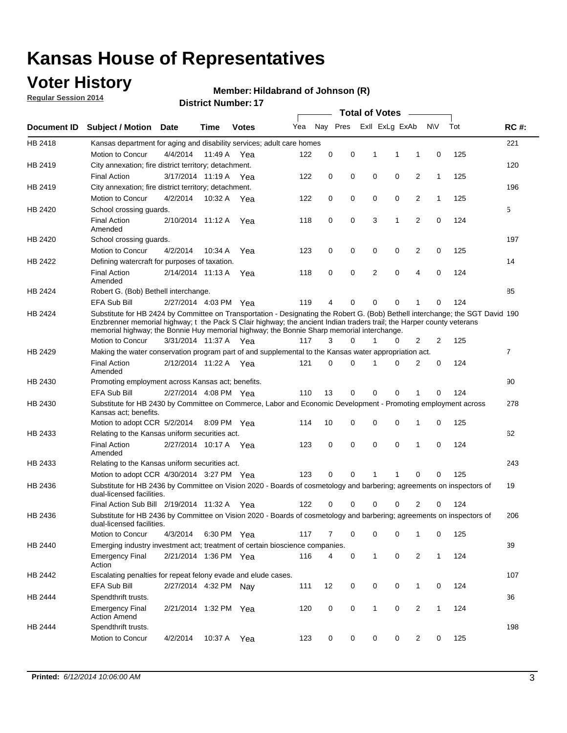# Kansas House of Representatives

## Voter History

**Regular Session 2014**

**Member: Hildabrand of Johnson (R)**

**District Number: 17**

| Document ID | Subject / Motion | Date | Time | Votes | Yea | Nay | Pres | ExII | ExLg | ExAb | N\V | Tot | RC #: |
|---|---|---|---|---|---|---|---|---|---|---|---|---|---|
| HB 2418 | Kansas department for aging and disability services; adult care homes | | | | | | | | | | | | 221 |
| | Motion to Concur | 4/4/2014 | 11:49 A | Yea | 122 | 0 | 0 | 1 | 1 | 1 | 0 | 125 | |
| HB 2419 | City annexation; fire district territory; detachment. | | | | | | | | | | | | 120 |
| | Final Action | 3/17/2014 | 11:19 A | Yea | 122 | 0 | 0 | 0 | 0 | 2 | 1 | 125 | |
| HB 2419 | City annexation; fire district territory; detachment. | | | | | | | | | | | | 196 |
| | Motion to Concur | 4/2/2014 | 10:32 A | Yea | 122 | 0 | 0 | 0 | 0 | 2 | 1 | 125 | |
| HB 2420 | School crossing guards. | | | | | | | | | | | | 5 |
| | Final Action Amended | 2/10/2014 | 11:12 A | Yea | 118 | 0 | 0 | 3 | 1 | 2 | 0 | 124 | |
| HB 2420 | School crossing guards. | | | | | | | | | | | | 197 |
| | Motion to Concur | 4/2/2014 | 10:34 A | Yea | 123 | 0 | 0 | 0 | 0 | 2 | 0 | 125 | |
| HB 2422 | Defining watercraft for purposes of taxation. | | | | | | | | | | | | 14 |
| | Final Action Amended | 2/14/2014 | 11:13 A | Yea | 118 | 0 | 0 | 2 | 0 | 4 | 0 | 124 | |
| HB 2424 | Robert G. (Bob) Bethell interchange. | | | | | | | | | | | | 85 |
| | EFA Sub Bill | 2/27/2014 | 4:03 PM | Yea | 119 | 4 | 0 | 0 | 0 | 1 | 0 | 124 | |
| HB 2424 | Substitute for HB 2424 by Committee on Transportation - Designating the Robert G. (Bob) Bethell interchange; the SGT David Enzbrenner memorial highway; t the Pack S Clair highway; the ancient Indian traders trail; the Harper county veterans memorial highway; the Bonnie Huy memorial highway; the Bonnie Sharp memorial interchange. | | | | | | | | | | | | 190 |
| | Motion to Concur | 3/31/2014 | 11:37 A | Yea | 117 | 3 | 0 | 1 | 0 | 2 | 2 | 125 | |
| HB 2429 | Making the water conservation program part of and supplemental to the Kansas water appropriation act. | | | | | | | | | | | | 7 |
| | Final Action Amended | 2/12/2014 | 11:22 A | Yea | 121 | 0 | 0 | 1 | 0 | 2 | 0 | 124 | |
| HB 2430 | Promoting employment across Kansas act; benefits. | | | | | | | | | | | | 90 |
| | EFA Sub Bill | 2/27/2014 | 4:08 PM | Yea | 110 | 13 | 0 | 0 | 0 | 1 | 0 | 124 | |
| HB 2430 | Substitute for HB 2430 by Committee on Commerce, Labor and Economic Development - Promoting employment across Kansas act; benefits. | | | | | | | | | | | | 278 |
| | Motion to adopt CCR | 5/2/2014 | 8:09 PM | Yea | 114 | 10 | 0 | 0 | 0 | 1 | 0 | 125 | |
| HB 2433 | Relating to the Kansas uniform securities act. | | | | | | | | | | | | 62 |
| | Final Action Amended | 2/27/2014 | 10:17 A | Yea | 123 | 0 | 0 | 0 | 0 | 1 | 0 | 124 | |
| HB 2433 | Relating to the Kansas uniform securities act. | | | | | | | | | | | | 243 |
| | Motion to adopt CCR | 4/30/2014 | 3:27 PM | Yea | 123 | 0 | 0 | 1 | 1 | 0 | 0 | 125 | |
| HB 2436 | Substitute for HB 2436 by Committee on Vision 2020 - Boards of cosmetology and barbering; agreements on inspectors of dual-licensed facilities. | | | | | | | | | | | | 19 |
| | Final Action Sub Bill | 2/19/2014 | 11:32 A | Yea | 122 | 0 | 0 | 0 | 0 | 2 | 0 | 124 | |
| HB 2436 | Substitute for HB 2436 by Committee on Vision 2020 - Boards of cosmetology and barbering; agreements on inspectors of dual-licensed facilities. | | | | | | | | | | | | 206 |
| | Motion to Concur | 4/3/2014 | 6:30 PM | Yea | 117 | 7 | 0 | 0 | 0 | 1 | 0 | 125 | |
| HB 2440 | Emerging industry investment act; treatment of certain bioscience companies. | | | | | | | | | | | | 39 |
| | Emergency Final Action | 2/21/2014 | 1:36 PM | Yea | 116 | 4 | 0 | 1 | 0 | 2 | 1 | 124 | |
| HB 2442 | Escalating penalties for repeat felony evade and elude cases. | | | | | | | | | | | | 107 |
| | EFA Sub Bill | 2/27/2014 | 4:32 PM | Nay | 111 | 12 | 0 | 0 | 0 | 1 | 0 | 124 | |
| HB 2444 | Spendthrift trusts. | | | | | | | | | | | | 36 |
| | Emergency Final Action Amend | 2/21/2014 | 1:32 PM | Yea | 120 | 0 | 0 | 1 | 0 | 2 | 1 | 124 | |
| HB 2444 | Spendthrift trusts. | | | | | | | | | | | | 198 |
| | Motion to Concur | 4/2/2014 | 10:37 A | Yea | 123 | 0 | 0 | 0 | 0 | 2 | 0 | 125 | |

**Printed:** *6/12/2014 10:06:00 AM*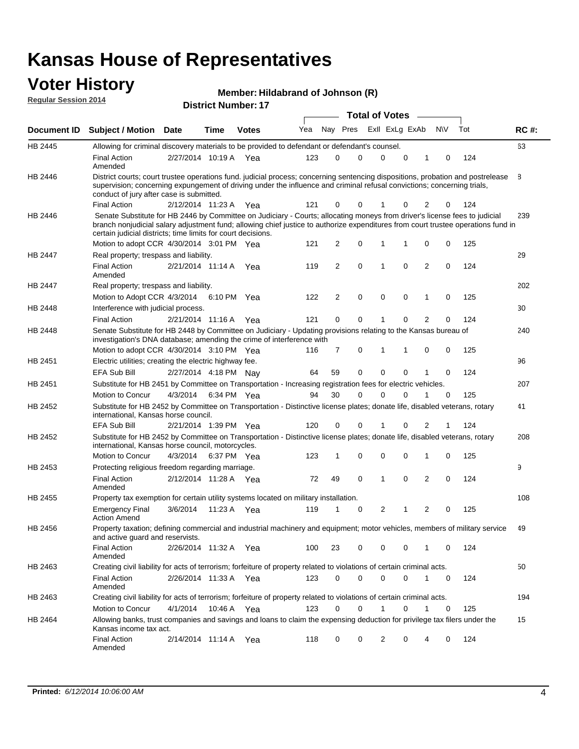# Kansas House of Representatives

## Voter History

**Regular Session 2014**

**Member: Hildabrand of Johnson (R)**

**District Number: 17**

| Document ID | Subject / Motion | Date | Time | Votes | Yea | Nay | Pres | ExII | ExLg | ExAb | N\V | Tot | RC #: |
|---|---|---|---|---|---|---|---|---|---|---|---|---|---|
| HB 2445 | Allowing for criminal discovery materials to be provided to defendant or defendant's counsel. | | | | | | | | | | | | 63 |
| | Final Action Amended | 2/27/2014 | 10:19 A | Yea | 123 | 0 | 0 | 0 | 0 | 1 | 0 | 124 | |
| HB 2446 | District courts; court trustee operations fund. judicial process; concerning sentencing dispositions, probation and postrelease supervision; concerning expungement of driving under the influence and criminal refusal convictions; concerning trials, conduct of jury after case is submitted. | | | | | | | | | | | | 8 |
| | Final Action | 2/12/2014 | 11:23 A | Yea | 121 | 0 | 0 | 1 | 0 | 2 | 0 | 124 | |
| HB 2446 | Senate Substitute for HB 2446 by Committee on Judiciary - Courts; allocating moneys from driver's license fees to judicial branch nonjudicial salary adjustment fund; allowing chief justice to authorize expenditures from court trustee operations fund in certain judicial districts; time limits for court decisions. | | | | | | | | | | | | 239 |
| | Motion to adopt CCR | 4/30/2014 | 3:01 PM | Yea | 121 | 2 | 0 | 1 | 1 | 0 | 0 | 125 | |
| HB 2447 | Real property; trespass and liability. | | | | | | | | | | | | 29 |
| | Final Action Amended | 2/21/2014 | 11:14 A | Yea | 119 | 2 | 0 | 1 | 0 | 2 | 0 | 124 | |
| HB 2447 | Real property; trespass and liability. | | | | | | | | | | | | 202 |
| | Motion to Adopt CCR | 4/3/2014 | 6:10 PM | Yea | 122 | 2 | 0 | 0 | 0 | 1 | 0 | 125 | |
| HB 2448 | Interference with judicial process. | | | | | | | | | | | | 30 |
| | Final Action | 2/21/2014 | 11:16 A | Yea | 121 | 0 | 0 | 1 | 0 | 2 | 0 | 124 | |
| HB 2448 | Senate Substitute for HB 2448 by Committee on Judiciary - Updating provisions relating to the Kansas bureau of investigation's DNA database; amending the crime of interference with | | | | | | | | | | | | 240 |
| | Motion to adopt CCR | 4/30/2014 | 3:10 PM | Yea | 116 | 7 | 0 | 1 | 1 | 0 | 0 | 125 | |
| HB 2451 | Electric utilities; creating the electric highway fee. | | | | | | | | | | | | 96 |
| | EFA Sub Bill | 2/27/2014 | 4:18 PM | Nay | 64 | 59 | 0 | 0 | 0 | 1 | 0 | 124 | |
| HB 2451 | Substitute for HB 2451 by Committee on Transportation - Increasing registration fees for electric vehicles. | | | | | | | | | | | | 207 |
| | Motion to Concur | 4/3/2014 | 6:34 PM | Yea | 94 | 30 | 0 | 0 | 0 | 1 | 0 | 125 | |
| HB 2452 | Substitute for HB 2452 by Committee on Transportation - Distinctive license plates; donate life, disabled veterans, rotary international, Kansas horse council. | | | | | | | | | | | | 41 |
| | EFA Sub Bill | 2/21/2014 | 1:39 PM | Yea | 120 | 0 | 0 | 1 | 0 | 2 | 1 | 124 | |
| HB 2452 | Substitute for HB 2452 by Committee on Transportation - Distinctive license plates; donate life, disabled veterans, rotary international, Kansas horse council, motorcycles. | | | | | | | | | | | | 208 |
| | Motion to Concur | 4/3/2014 | 6:37 PM | Yea | 123 | 1 | 0 | 0 | 0 | 1 | 0 | 125 | |
| HB 2453 | Protecting religious freedom regarding marriage. | | | | | | | | | | | | 9 |
| | Final Action Amended | 2/12/2014 | 11:28 A | Yea | 72 | 49 | 0 | 1 | 0 | 2 | 0 | 124 | |
| HB 2455 | Property tax exemption for certain utility systems located on military installation. | | | | | | | | | | | | 108 |
| | Emergency Final Action Amend | 3/6/2014 | 11:23 A | Yea | 119 | 1 | 0 | 2 | 1 | 2 | 0 | 125 | |
| HB 2456 | Property taxation; defining commercial and industrial machinery and equipment; motor vehicles, members of military service and active guard and reservists. | | | | | | | | | | | | 49 |
| | Final Action Amended | 2/26/2014 | 11:32 A | Yea | 100 | 23 | 0 | 0 | 0 | 1 | 0 | 124 | |
| HB 2463 | Creating civil liability for acts of terrorism; forfeiture of property related to violations of certain criminal acts. | | | | | | | | | | | | 50 |
| | Final Action Amended | 2/26/2014 | 11:33 A | Yea | 123 | 0 | 0 | 0 | 0 | 1 | 0 | 124 | |
| HB 2463 | Creating civil liability for acts of terrorism; forfeiture of property related to violations of certain criminal acts. | | | | | | | | | | | | 194 |
| | Motion to Concur | 4/1/2014 | 10:46 A | Yea | 123 | 0 | 0 | 1 | 0 | 1 | 0 | 125 | |
| HB 2464 | Allowing banks, trust companies and savings and loans to claim the expensing deduction for privilege tax filers under the Kansas income tax act. | | | | | | | | | | | | 15 |
| | Final Action Amended | 2/14/2014 | 11:14 A | Yea | 118 | 0 | 0 | 2 | 0 | 4 | 0 | 124 | |

**Printed:** *6/12/2014 10:06:00 AM*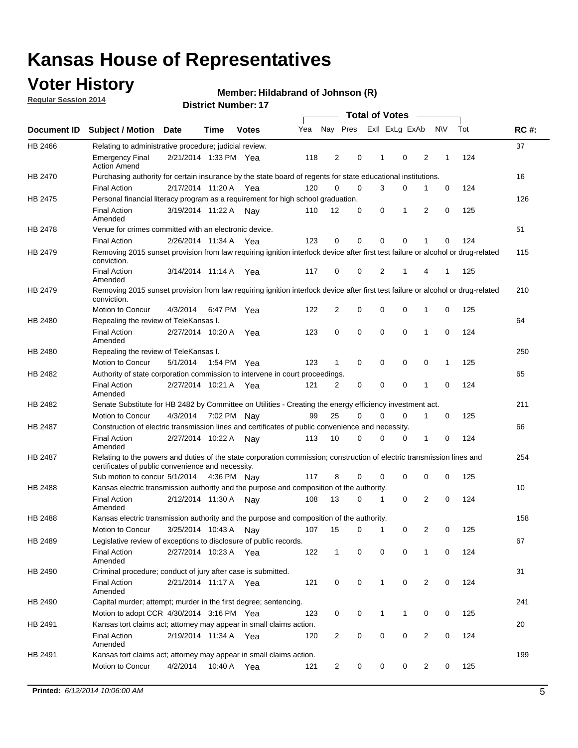# Kansas House of Representatives

## Voter History

**Regular Session 2014**

**Member: Hildabrand of Johnson (R)**

**District Number: 17**

| Document ID | Subject / Motion | Date | Time | Votes | Yea | Nay | Pres | ExII | ExLg | ExAb | N\V | Tot | RC #: |
|---|---|---|---|---|---|---|---|---|---|---|---|---|---|
| HB 2466 | Relating to administrative procedure; judicial review. | | | | | | | | | | | | 37 |
| | Emergency Final Action Amend | 2/21/2014 | 1:33 PM | Yea | 118 | 2 | 0 | 1 | 0 | 2 | 1 | 124 | |
| HB 2470 | Purchasing authority for certain insurance by the state board of regents for state educational institutions. | | | | | | | | | | | | 16 |
| | Final Action | 2/17/2014 | 11:20 A | Yea | 120 | 0 | 0 | 3 | 0 | 1 | 0 | 124 | |
| HB 2475 | Personal financial literacy program as a requirement for high school graduation. | | | | | | | | | | | | 126 |
| | Final Action Amended | 3/19/2014 | 11:22 A | Nay | 110 | 12 | 0 | 0 | 1 | 2 | 0 | 125 | |
| HB 2478 | Venue for crimes committed with an electronic device. | | | | | | | | | | | | 51 |
| | Final Action | 2/26/2014 | 11:34 A | Yea | 123 | 0 | 0 | 0 | 0 | 1 | 0 | 124 | |
| HB 2479 | Removing 2015 sunset provision from law requiring ignition interlock device after first test failure or alcohol or drug-related conviction. | | | | | | | | | | | | 115 |
| | Final Action Amended | 3/14/2014 | 11:14 A | Yea | 117 | 0 | 0 | 2 | 1 | 4 | 1 | 125 | |
| HB 2479 | Removing 2015 sunset provision from law requiring ignition interlock device after first test failure or alcohol or drug-related conviction. | | | | | | | | | | | | 210 |
| | Motion to Concur | 4/3/2014 | 6:47 PM | Yea | 122 | 2 | 0 | 0 | 0 | 1 | 0 | 125 | |
| HB 2480 | Repealing the review of TeleKansas I. | | | | | | | | | | | | 64 |
| | Final Action Amended | 2/27/2014 | 10:20 A | Yea | 123 | 0 | 0 | 0 | 0 | 1 | 0 | 124 | |
| HB 2480 | Repealing the review of TeleKansas I. | | | | | | | | | | | | 250 |
| | Motion to Concur | 5/1/2014 | 1:54 PM | Yea | 123 | 1 | 0 | 0 | 0 | 0 | 1 | 125 | |
| HB 2482 | Authority of state corporation commission to intervene in court proceedings. | | | | | | | | | | | | 65 |
| | Final Action Amended | 2/27/2014 | 10:21 A | Yea | 121 | 2 | 0 | 0 | 0 | 1 | 0 | 124 | |
| HB 2482 | Senate Substitute for HB 2482 by Committee on Utilities - Creating the energy efficiency investment act. | | | | | | | | | | | | 211 |
| | Motion to Concur | 4/3/2014 | 7:02 PM | Nay | 99 | 25 | 0 | 0 | 0 | 1 | 0 | 125 | |
| HB 2487 | Construction of electric transmission lines and certificates of public convenience and necessity. | | | | | | | | | | | | 66 |
| | Final Action Amended | 2/27/2014 | 10:22 A | Nay | 113 | 10 | 0 | 0 | 0 | 1 | 0 | 124 | |
| HB 2487 | Relating to the powers and duties of the state corporation commission; construction of electric transmission lines and certificates of public convenience and necessity. | | | | | | | | | | | | 254 |
| | Sub motion to concur | 5/1/2014 | 4:36 PM | Nay | 117 | 8 | 0 | 0 | 0 | 0 | 0 | 125 | |
| HB 2488 | Kansas electric transmission authority and the purpose and composition of the authority. | | | | | | | | | | | | 10 |
| | Final Action Amended | 2/12/2014 | 11:30 A | Nay | 108 | 13 | 0 | 1 | 0 | 2 | 0 | 124 | |
| HB 2488 | Kansas electric transmission authority and the purpose and composition of the authority. | | | | | | | | | | | | 158 |
| | Motion to Concur | 3/25/2014 | 10:43 A | Nay | 107 | 15 | 0 | 1 | 0 | 2 | 0 | 125 | |
| HB 2489 | Legislative review of exceptions to disclosure of public records. | | | | | | | | | | | | 67 |
| | Final Action Amended | 2/27/2014 | 10:23 A | Yea | 122 | 1 | 0 | 0 | 0 | 1 | 0 | 124 | |
| HB 2490 | Criminal procedure; conduct of jury after case is submitted. | | | | | | | | | | | | 31 |
| | Final Action Amended | 2/21/2014 | 11:17 A | Yea | 121 | 0 | 0 | 1 | 0 | 2 | 0 | 124 | |
| HB 2490 | Capital murder; attempt; murder in the first degree; sentencing. | | | | | | | | | | | | 241 |
| | Motion to adopt CCR | 4/30/2014 | 3:16 PM | Yea | 123 | 0 | 0 | 1 | 1 | 0 | 0 | 125 | |
| HB 2491 | Kansas tort claims act; attorney may appear in small claims action. | | | | | | | | | | | | 20 |
| | Final Action Amended | 2/19/2014 | 11:34 A | Yea | 120 | 2 | 0 | 0 | 0 | 2 | 0 | 124 | |
| HB 2491 | Kansas tort claims act; attorney may appear in small claims action. | | | | | | | | | | | | 199 |
| | Motion to Concur | 4/2/2014 | 10:40 A | Yea | 121 | 2 | 0 | 0 | 0 | 2 | 0 | 125 | |

**Printed:** *6/12/2014 10:06:00 AM*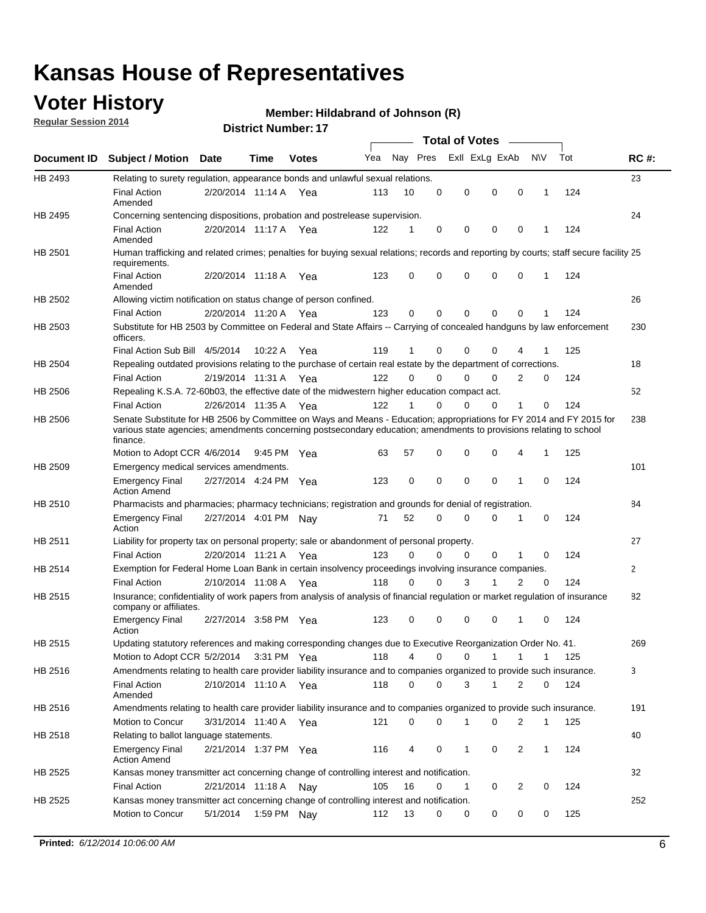# Kansas House of Representatives

## Voter History

**Regular Session 2014**

**Member: Hildabrand of Johnson (R)**

**District Number: 17**

| Document ID | Subject / Motion | Date | Time | Votes | Yea | Nay | Pres | ExlI | ExLg | ExAb | N\V | Tot | RC #: |
|---|---|---|---|---|---|---|---|---|---|---|---|---|---|
| HB 2493 | Relating to surety regulation, appearance bonds and unlawful sexual relations. | | | | | | | | | | | | 23 |
| | Final Action Amended | 2/20/2014 | 11:14 A | Yea | 113 | 10 | 0 | 0 | 0 | 0 | 1 | 124 | |
| HB 2495 | Concerning sentencing dispositions, probation and postrelease supervision. | | | | | | | | | | | | 24 |
| | Final Action Amended | 2/20/2014 | 11:17 A | Yea | 122 | 1 | 0 | 0 | 0 | 0 | 1 | 124 | |
| HB 2501 | Human trafficking and related crimes; penalties for buying sexual relations; records and reporting by courts; staff secure facility requirements. | | | | | | | | | | | | 25 |
| | Final Action Amended | 2/20/2014 | 11:18 A | Yea | 123 | 0 | 0 | 0 | 0 | 0 | 1 | 124 | |
| HB 2502 | Allowing victim notification on status change of person confined. | | | | | | | | | | | | 26 |
| | Final Action | 2/20/2014 | 11:20 A | Yea | 123 | 0 | 0 | 0 | 0 | 0 | 1 | 124 | |
| HB 2503 | Substitute for HB 2503 by Committee on Federal and State Affairs -- Carrying of concealed handguns by law enforcement officers. | | | | | | | | | | | | 230 |
| | Final Action Sub Bill | 4/5/2014 | 10:22 A | Yea | 119 | 1 | 0 | 0 | 0 | 4 | 1 | 125 | |
| HB 2504 | Repealing outdated provisions relating to the purchase of certain real estate by the department of corrections. | | | | | | | | | | | | 18 |
| | Final Action | 2/19/2014 | 11:31 A | Yea | 122 | 0 | 0 | 0 | 0 | 2 | 0 | 124 | |
| HB 2506 | Repealing K.S.A. 72-60b03, the effective date of the midwestern higher education compact act. | | | | | | | | | | | | 52 |
| | Final Action | 2/26/2014 | 11:35 A | Yea | 122 | 1 | 0 | 0 | 0 | 1 | 0 | 124 | |
| HB 2506 | Senate Substitute for HB 2506 by Committee on Ways and Means - Education; appropriations for FY 2014 and FY 2015 for various state agencies; amendments concerning postsecondary education; amendments to provisions relating to school finance. | | | | | | | | | | | | 238 |
| | Motion to Adopt CCR | 4/6/2014 | 9:45 PM | Yea | 63 | 57 | 0 | 0 | 0 | 4 | 1 | 125 | |
| HB 2509 | Emergency medical services amendments. | | | | | | | | | | | | 101 |
| | Emergency Final Action Amend | 2/27/2014 | 4:24 PM | Yea | 123 | 0 | 0 | 0 | 0 | 1 | 0 | 124 | |
| HB 2510 | Pharmacists and pharmacies; pharmacy technicians; registration and grounds for denial of registration. | | | | | | | | | | | | 84 |
| | Emergency Final Action | 2/27/2014 | 4:01 PM | Nay | 71 | 52 | 0 | 0 | 0 | 1 | 0 | 124 | |
| HB 2511 | Liability for property tax on personal property; sale or abandonment of personal property. | | | | | | | | | | | | 27 |
| | Final Action | 2/20/2014 | 11:21 A | Yea | 123 | 0 | 0 | 0 | 0 | 1 | 0 | 124 | |
| HB 2514 | Exemption for Federal Home Loan Bank in certain insolvency proceedings involving insurance companies. | | | | | | | | | | | | 2 |
| | Final Action | 2/10/2014 | 11:08 A | Yea | 118 | 0 | 0 | 3 | 1 | 2 | 0 | 124 | |
| HB 2515 | Insurance; confidentiality of work papers from analysis of analysis of financial regulation or market regulation of insurance company or affiliates. | | | | | | | | | | | | 82 |
| | Emergency Final Action | 2/27/2014 | 3:58 PM | Yea | 123 | 0 | 0 | 0 | 0 | 1 | 0 | 124 | |
| HB 2515 | Updating statutory references and making corresponding changes due to Executive Reorganization Order No. 41. | | | | | | | | | | | | 269 |
| | Motion to Adopt CCR | 5/2/2014 | 3:31 PM | Yea | 118 | 4 | 0 | 0 | 1 | 1 | 1 | 125 | |
| HB 2516 | Amendments relating to health care provider liability insurance and to companies organized to provide such insurance. | | | | | | | | | | | | 3 |
| | Final Action Amended | 2/10/2014 | 11:10 A | Yea | 118 | 0 | 0 | 3 | 1 | 2 | 0 | 124 | |
| HB 2516 | Amendments relating to health care provider liability insurance and to companies organized to provide such insurance. | | | | | | | | | | | | 191 |
| | Motion to Concur | 3/31/2014 | 11:40 A | Yea | 121 | 0 | 0 | 1 | 0 | 2 | 1 | 125 | |
| HB 2518 | Relating to ballot language statements. | | | | | | | | | | | | 40 |
| | Emergency Final Action Amend | 2/21/2014 | 1:37 PM | Yea | 116 | 4 | 0 | 1 | 0 | 2 | 1 | 124 | |
| HB 2525 | Kansas money transmitter act concerning change of controlling interest and notification. | | | | | | | | | | | | 32 |
| | Final Action | 2/21/2014 | 11:18 A | Nay | 105 | 16 | 0 | 1 | 0 | 2 | 0 | 124 | |
| HB 2525 | Kansas money transmitter act concerning change of controlling interest and notification. | | | | | | | | | | | | 252 |
| | Motion to Concur | 5/1/2014 | 1:59 PM | Nay | 112 | 13 | 0 | 0 | 0 | 0 | 0 | 125 | |

**Printed:** *6/12/2014 10:06:00 AM*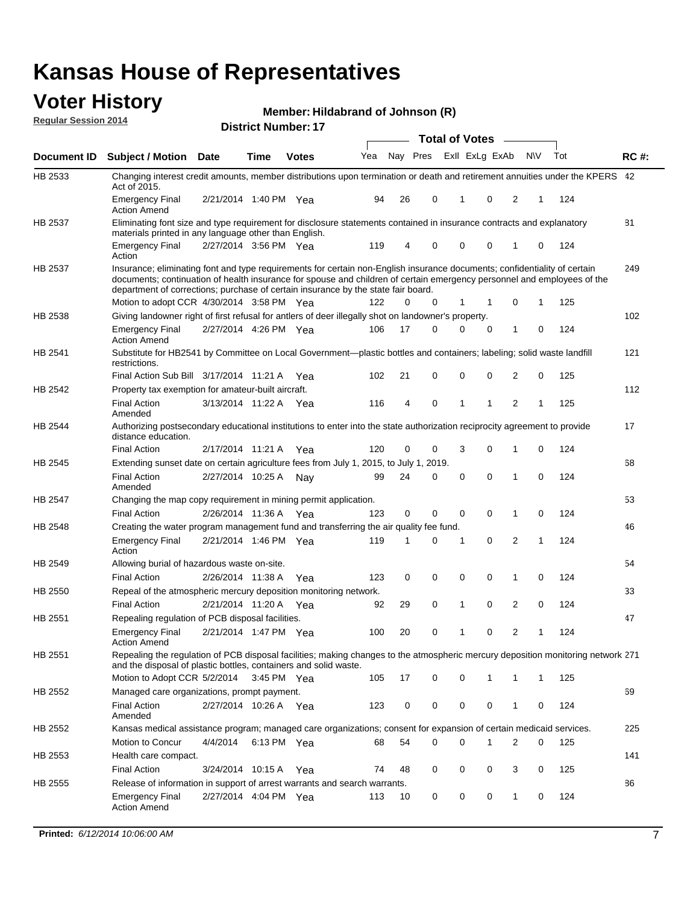# Kansas House of Representatives

## Voter History

**Regular Session 2014**

**Member: Hildabrand of Johnson (R)**

**District Number: 17**

| Document ID | Subject / Motion | Date | Time | Votes | Yea | Nay | Pres | ExII | ExLg | ExAb | N\V | Tot | RC #: |
|---|---|---|---|---|---|---|---|---|---|---|---|---|---|
| HB 2533 | Changing interest credit amounts, member distributions upon termination or death and retirement annuities under the KPERS Act of 2015. | | | | | | | | | | | | 42 |
| | Emergency Final Action Amend | 2/21/2014 | 1:40 PM | Yea | 94 | 26 | 0 | 1 | 0 | 2 | 1 | 124 | |
| HB 2537 | Eliminating font size and type requirement for disclosure statements contained in insurance contracts and explanatory materials printed in any language other than English. | | | | | | | | | | | | 81 |
| | Emergency Final Action | 2/27/2014 | 3:56 PM | Yea | 119 | 4 | 0 | 0 | 0 | 1 | 0 | 124 | |
| HB 2537 | Insurance; eliminating font and type requirements for certain non-English insurance documents; confidentiality of certain documents; continuation of health insurance for spouse and children of certain emergency personnel and employees of the department of corrections; purchase of certain insurance by the state fair board. | | | | | | | | | | | | 249 |
| | Motion to adopt CCR | 4/30/2014 | 3:58 PM | Yea | 122 | 0 | 0 | 1 | 1 | 0 | 1 | 125 | |
| HB 2538 | Giving landowner right of first refusal for antlers of deer illegally shot on landowner's property. | | | | | | | | | | | | 102 |
| | Emergency Final Action Amend | 2/27/2014 | 4:26 PM | Yea | 106 | 17 | 0 | 0 | 0 | 1 | 0 | 124 | |
| HB 2541 | Substitute for HB2541 by Committee on Local Government—plastic bottles and containers; labeling; solid waste landfill restrictions. | | | | | | | | | | | | 121 |
| | Final Action Sub Bill | 3/17/2014 | 11:21 A | Yea | 102 | 21 | 0 | 0 | 0 | 2 | 0 | 125 | |
| HB 2542 | Property tax exemption for amateur-built aircraft. | | | | | | | | | | | | 112 |
| | Final Action Amended | 3/13/2014 | 11:22 A | Yea | 116 | 4 | 0 | 1 | 1 | 2 | 1 | 125 | |
| HB 2544 | Authorizing postsecondary educational institutions to enter into the state authorization reciprocity agreement to provide distance education. | | | | | | | | | | | | 17 |
| | Final Action | 2/17/2014 | 11:21 A | Yea | 120 | 0 | 0 | 3 | 0 | 1 | 0 | 124 | |
| HB 2545 | Extending sunset date on certain agriculture fees from July 1, 2015, to July 1, 2019. | | | | | | | | | | | | 68 |
| | Final Action Amended | 2/27/2014 | 10:25 A | Nay | 99 | 24 | 0 | 0 | 0 | 1 | 0 | 124 | |
| HB 2547 | Changing the map copy requirement in mining permit application. | | | | | | | | | | | | 53 |
| | Final Action | 2/26/2014 | 11:36 A | Yea | 123 | 0 | 0 | 0 | 0 | 1 | 0 | 124 | |
| HB 2548 | Creating the water program management fund and transferring the air quality fee fund. | | | | | | | | | | | | 46 |
| | Emergency Final Action | 2/21/2014 | 1:46 PM | Yea | 119 | 1 | 0 | 1 | 0 | 2 | 1 | 124 | |
| HB 2549 | Allowing burial of hazardous waste on-site. | | | | | | | | | | | | 54 |
| | Final Action | 2/26/2014 | 11:38 A | Yea | 123 | 0 | 0 | 0 | 0 | 1 | 0 | 124 | |
| HB 2550 | Repeal of the atmospheric mercury deposition monitoring network. | | | | | | | | | | | | 33 |
| | Final Action | 2/21/2014 | 11:20 A | Yea | 92 | 29 | 0 | 1 | 0 | 2 | 0 | 124 | |
| HB 2551 | Repealing regulation of PCB disposal facilities. | | | | | | | | | | | | 47 |
| | Emergency Final Action Amend | 2/21/2014 | 1:47 PM | Yea | 100 | 20 | 0 | 1 | 0 | 2 | 1 | 124 | |
| HB 2551 | Repealing the regulation of PCB disposal facilities; making changes to the atmospheric mercury deposition monitoring network and the disposal of plastic bottles, containers and solid waste. | | | | | | | | | | | | 271 |
| | Motion to Adopt CCR | 5/2/2014 | 3:45 PM | Yea | 105 | 17 | 0 | 0 | 1 | 1 | 1 | 125 | |
| HB 2552 | Managed care organizations, prompt payment. | | | | | | | | | | | | 69 |
| | Final Action Amended | 2/27/2014 | 10:26 A | Yea | 123 | 0 | 0 | 0 | 0 | 1 | 0 | 124 | |
| HB 2552 | Kansas medical assistance program; managed care organizations; consent for expansion of certain medicaid services. | | | | | | | | | | | | 225 |
| | Motion to Concur | 4/4/2014 | 6:13 PM | Yea | 68 | 54 | 0 | 0 | 1 | 2 | 0 | 125 | |
| HB 2553 | Health care compact. | | | | | | | | | | | | 141 |
| | Final Action | 3/24/2014 | 10:15 A | Yea | 74 | 48 | 0 | 0 | 0 | 3 | 0 | 125 | |
| HB 2555 | Release of information in support of arrest warrants and search warrants. | | | | | | | | | | | | 86 |
| | Emergency Final Action Amend | 2/27/2014 | 4:04 PM | Yea | 113 | 10 | 0 | 0 | 0 | 1 | 0 | 124 | |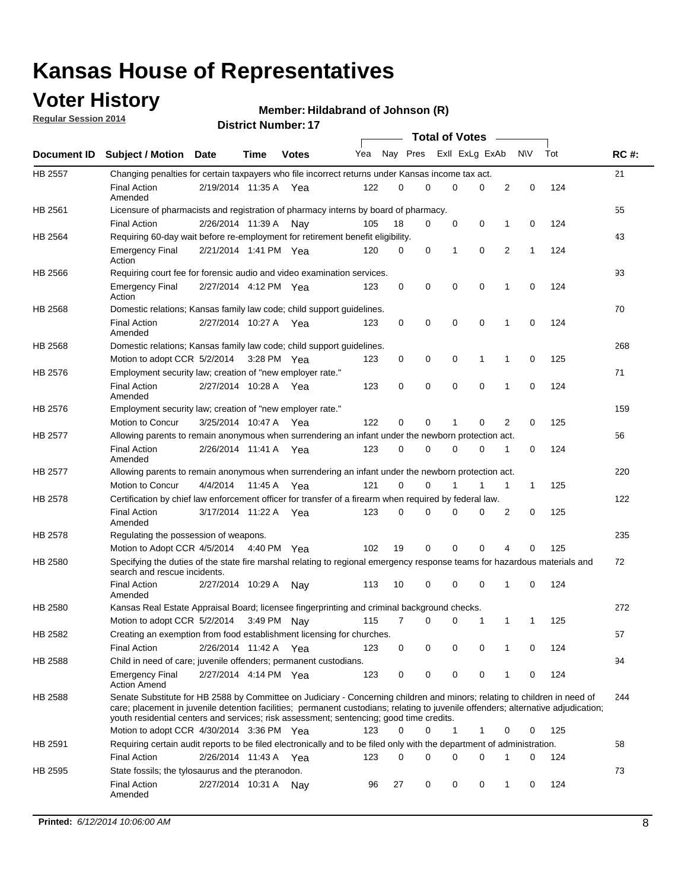# Kansas House of Representatives

## Voter History

**Regular Session 2014**

**Member: Hildabrand of Johnson (R)**

**District Number: 17**

| Document ID | Subject / Motion | Date | Time | Votes | Yea | Nay | Pres | ExII | ExLg | ExAb | N\V | Tot | RC #: |
|---|---|---|---|---|---|---|---|---|---|---|---|---|---|
| HB 2557 | Changing penalties for certain taxpayers who file incorrect returns under Kansas income tax act. | | | | | | | | | | | | 21 |
| | Final Action Amended | 2/19/2014 | 11:35 A | Yea | 122 | 0 | 0 | 0 | 0 | 2 | 0 | 124 | |
| HB 2561 | Licensure of pharmacists and registration of pharmacy interns by board of pharmacy. | | | | | | | | | | | | 55 |
| | Final Action | 2/26/2014 | 11:39 A | Nay | 105 | 18 | 0 | 0 | 0 | 1 | 0 | 124 | |
| HB 2564 | Requiring 60-day wait before re-employment for retirement benefit eligibility. | | | | | | | | | | | | 43 |
| | Emergency Final Action | 2/21/2014 | 1:41 PM | Yea | 120 | 0 | 0 | 1 | 0 | 2 | 1 | 124 | |
| HB 2566 | Requiring court fee for forensic audio and video examination services. | | | | | | | | | | | | 93 |
| | Emergency Final Action | 2/27/2014 | 4:12 PM | Yea | 123 | 0 | 0 | 0 | 0 | 1 | 0 | 124 | |
| HB 2568 | Domestic relations; Kansas family law code; child support guidelines. | | | | | | | | | | | | 70 |
| | Final Action Amended | 2/27/2014 | 10:27 A | Yea | 123 | 0 | 0 | 0 | 0 | 1 | 0 | 124 | |
| HB 2568 | Domestic relations; Kansas family law code; child support guidelines. | | | | | | | | | | | | 268 |
| | Motion to adopt CCR | 5/2/2014 | 3:28 PM | Yea | 123 | 0 | 0 | 0 | 1 | 1 | 0 | 125 | |
| HB 2576 | Employment security law; creation of "new employer rate." | | | | | | | | | | | | 71 |
| | Final Action Amended | 2/27/2014 | 10:28 A | Yea | 123 | 0 | 0 | 0 | 0 | 1 | 0 | 124 | |
| HB 2576 | Employment security law; creation of "new employer rate." | | | | | | | | | | | | 159 |
| | Motion to Concur | 3/25/2014 | 10:47 A | Yea | 122 | 0 | 0 | 1 | 0 | 2 | 0 | 125 | |
| HB 2577 | Allowing parents to remain anonymous when surrendering an infant under the newborn protection act. | | | | | | | | | | | | 56 |
| | Final Action Amended | 2/26/2014 | 11:41 A | Yea | 123 | 0 | 0 | 0 | 0 | 1 | 0 | 124 | |
| HB 2577 | Allowing parents to remain anonymous when surrendering an infant under the newborn protection act. | | | | | | | | | | | | 220 |
| | Motion to Concur | 4/4/2014 | 11:45 A | Yea | 121 | 0 | 0 | 1 | 1 | 1 | 1 | 125 | |
| HB 2578 | Certification by chief law enforcement officer for transfer of a firearm when required by federal law. | | | | | | | | | | | | 122 |
| | Final Action Amended | 3/17/2014 | 11:22 A | Yea | 123 | 0 | 0 | 0 | 0 | 2 | 0 | 125 | |
| HB 2578 | Regulating the possession of weapons. | | | | | | | | | | | | 235 |
| | Motion to Adopt CCR | 4/5/2014 | 4:40 PM | Yea | 102 | 19 | 0 | 0 | 0 | 4 | 0 | 125 | |
| HB 2580 | Specifying the duties of the state fire marshal relating to regional emergency response teams for hazardous materials and search and rescue incidents. | | | | | | | | | | | | 72 |
| | Final Action Amended | 2/27/2014 | 10:29 A | Nay | 113 | 10 | 0 | 0 | 0 | 1 | 0 | 124 | |
| HB 2580 | Kansas Real Estate Appraisal Board; licensee fingerprinting and criminal background checks. | | | | | | | | | | | | 272 |
| | Motion to adopt CCR | 5/2/2014 | 3:49 PM | Nay | 115 | 7 | 0 | 0 | 1 | 1 | 1 | 125 | |
| HB 2582 | Creating an exemption from food establishment licensing for churches. | | | | | | | | | | | | 57 |
| | Final Action | 2/26/2014 | 11:42 A | Yea | 123 | 0 | 0 | 0 | 0 | 1 | 0 | 124 | |
| HB 2588 | Child in need of care; juvenile offenders; permanent custodians. | | | | | | | | | | | | 94 |
| | Emergency Final Action Amend | 2/27/2014 | 4:14 PM | Yea | 123 | 0 | 0 | 0 | 0 | 1 | 0 | 124 | |
| HB 2588 | Senate Substitute for HB 2588 by Committee on Judiciary - Concerning children and minors; relating to children in need of care; placement in juvenile detention facilities; permanent custodians; relating to juvenile offenders; alternative adjudication; youth residential centers and services; risk assessment; sentencing; good time credits. | | | | | | | | | | | | 244 |
| | Motion to adopt CCR | 4/30/2014 | 3:36 PM | Yea | 123 | 0 | 0 | 1 | 1 | 0 | 0 | 125 | |
| HB 2591 | Requiring certain audit reports to be filed electronically and to be filed only with the department of administration. | | | | | | | | | | | | 58 |
| | Final Action | 2/26/2014 | 11:43 A | Yea | 123 | 0 | 0 | 0 | 0 | 1 | 0 | 124 | |
| HB 2595 | State fossils; the tylosaurus and the pteranodon. | | | | | | | | | | | | 73 |
| | Final Action Amended | 2/27/2014 | 10:31 A | Nay | 96 | 27 | 0 | 0 | 0 | 1 | 0 | 124 | |

**Printed:** *6/12/2014 10:06:00 AM*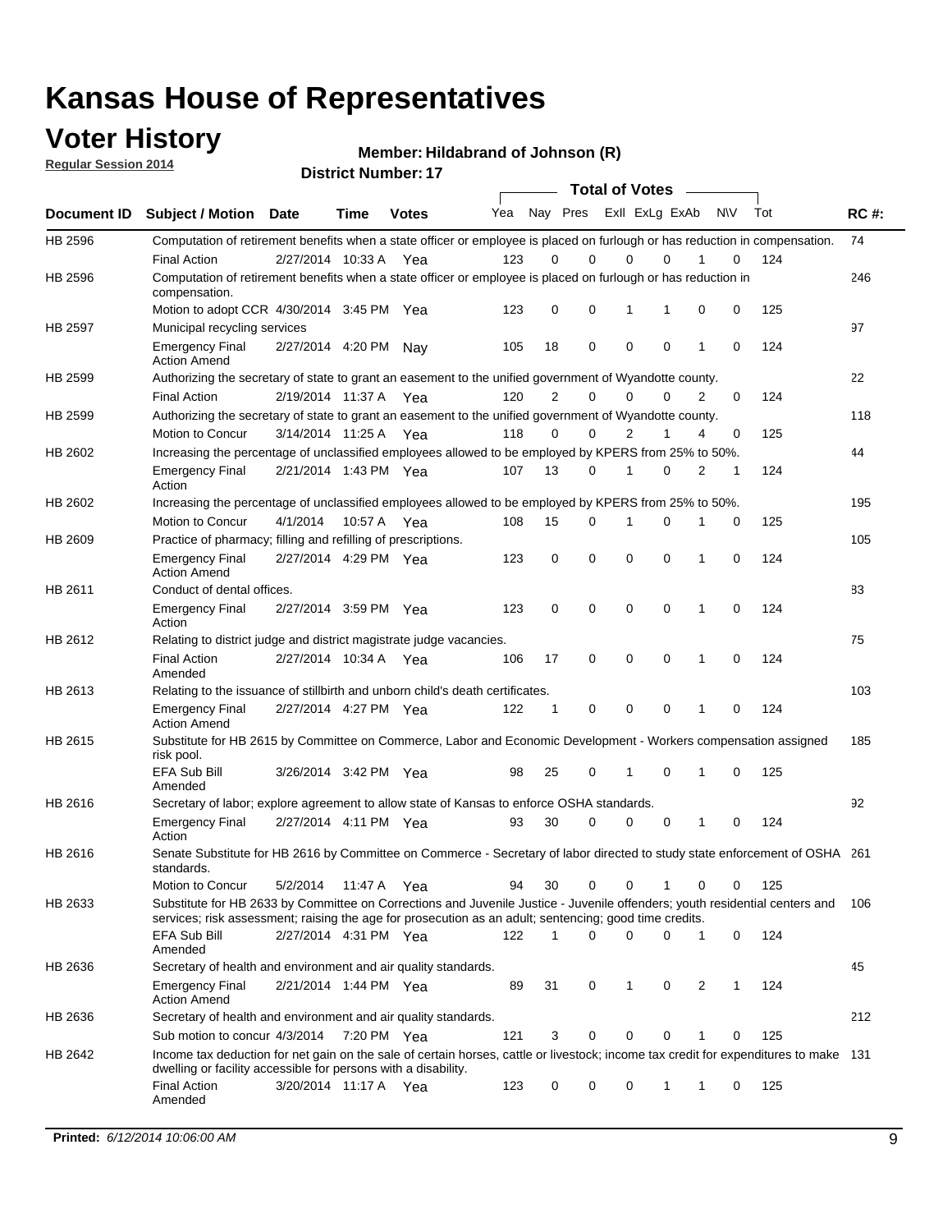# Kansas House of Representatives

## Voter History

**Regular Session 2014**

**Member: Hildabrand of Johnson (R)**

**District Number: 17**

| Document ID | Subject / Motion | Date | Time | Votes | Yea | Nay | Pres | ExlI | ExLg | ExAb | N\V | Tot | RC #: |
|---|---|---|---|---|---|---|---|---|---|---|---|---|---|
| HB 2596 | Computation of retirement benefits when a state officer or employee is placed on furlough or has reduction in compensation. | | | | | | | | | | | | 74 |
| | Final Action | 2/27/2014 | 10:33 A | Yea | 123 | 0 | 0 | 0 | 0 | 1 | 0 | 124 | |
| HB 2596 | Computation of retirement benefits when a state officer or employee is placed on furlough or has reduction in compensation. | | | | | | | | | | | | 246 |
| | Motion to adopt CCR | 4/30/2014 | 3:45 PM | Yea | 123 | 0 | 0 | 1 | 1 | 0 | 0 | 125 | |
| HB 2597 | Municipal recycling services | | | | | | | | | | | | 97 |
| | Emergency Final Action Amend | 2/27/2014 | 4:20 PM | Nay | 105 | 18 | 0 | 0 | 0 | 1 | 0 | 124 | |
| HB 2599 | Authorizing the secretary of state to grant an easement to the unified government of Wyandotte county. | | | | | | | | | | | | 22 |
| | Final Action | 2/19/2014 | 11:37 A | Yea | 120 | 2 | 0 | 0 | 0 | 2 | 0 | 124 | |
| HB 2599 | Authorizing the secretary of state to grant an easement to the unified government of Wyandotte county. | | | | | | | | | | | | 118 |
| | Motion to Concur | 3/14/2014 | 11:25 A | Yea | 118 | 0 | 0 | 2 | 1 | 4 | 0 | 125 | |
| HB 2602 | Increasing the percentage of unclassified employees allowed to be employed by KPERS from 25% to 50%. | | | | | | | | | | | | 44 |
| | Emergency Final Action | 2/21/2014 | 1:43 PM | Yea | 107 | 13 | 0 | 1 | 0 | 2 | 1 | 124 | |
| HB 2602 | Increasing the percentage of unclassified employees allowed to be employed by KPERS from 25% to 50%. | | | | | | | | | | | | 195 |
| | Motion to Concur | 4/1/2014 | 10:57 A | Yea | 108 | 15 | 0 | 1 | 0 | 1 | 0 | 125 | |
| HB 2609 | Practice of pharmacy; filling and refilling of prescriptions. | | | | | | | | | | | | 105 |
| | Emergency Final Action Amend | 2/27/2014 | 4:29 PM | Yea | 123 | 0 | 0 | 0 | 0 | 1 | 0 | 124 | |
| HB 2611 | Conduct of dental offices. | | | | | | | | | | | | 83 |
| | Emergency Final Action | 2/27/2014 | 3:59 PM | Yea | 123 | 0 | 0 | 0 | 0 | 1 | 0 | 124 | |
| HB 2612 | Relating to district judge and district magistrate judge vacancies. | | | | | | | | | | | | 75 |
| | Final Action Amended | 2/27/2014 | 10:34 A | Yea | 106 | 17 | 0 | 0 | 0 | 1 | 0 | 124 | |
| HB 2613 | Relating to the issuance of stillbirth and unborn child's death certificates. | | | | | | | | | | | | 103 |
| | Emergency Final Action Amend | 2/27/2014 | 4:27 PM | Yea | 122 | 1 | 0 | 0 | 0 | 1 | 0 | 124 | |
| HB 2615 | Substitute for HB 2615 by Committee on Commerce, Labor and Economic Development - Workers compensation assigned risk pool. | | | | | | | | | | | | 185 |
| | EFA Sub Bill Amended | 3/26/2014 | 3:42 PM | Yea | 98 | 25 | 0 | 1 | 0 | 1 | 0 | 125 | |
| HB 2616 | Secretary of labor; explore agreement to allow state of Kansas to enforce OSHA standards. | | | | | | | | | | | | 92 |
| | Emergency Final Action | 2/27/2014 | 4:11 PM | Yea | 93 | 30 | 0 | 0 | 0 | 1 | 0 | 124 | |
| HB 2616 | Senate Substitute for HB 2616 by Committee on Commerce - Secretary of labor directed to study state enforcement of OSHA standards. | | | | | | | | | | | | 261 |
| | Motion to Concur | 5/2/2014 | 11:47 A | Yea | 94 | 30 | 0 | 0 | 1 | 0 | 0 | 125 | |
| HB 2633 | Substitute for HB 2633 by Committee on Corrections and Juvenile Justice - Juvenile offenders; youth residential centers and services; risk assessment; raising the age for prosecution as an adult; sentencing; good time credits. | | | | | | | | | | | | 106 |
| | EFA Sub Bill Amended | 2/27/2014 | 4:31 PM | Yea | 122 | 1 | 0 | 0 | 0 | 1 | 0 | 124 | |
| HB 2636 | Secretary of health and environment and air quality standards. | | | | | | | | | | | | 45 |
| | Emergency Final Action Amend | 2/21/2014 | 1:44 PM | Yea | 89 | 31 | 0 | 1 | 0 | 2 | 1 | 124 | |
| HB 2636 | Secretary of health and environment and air quality standards. | | | | | | | | | | | | 212 |
| | Sub motion to concur | 4/3/2014 | 7:20 PM | Yea | 121 | 3 | 0 | 0 | 0 | 1 | 0 | 125 | |
| HB 2642 | Income tax deduction for net gain on the sale of certain horses, cattle or livestock; income tax credit for expenditures to make dwelling or facility accessible for persons with a disability. | | | | | | | | | | | | 131 |
| | Final Action Amended | 3/20/2014 | 11:17 A | Yea | 123 | 0 | 0 | 0 | 1 | 1 | 0 | 125 | |

**Printed:** *6/12/2014 10:06:00 AM*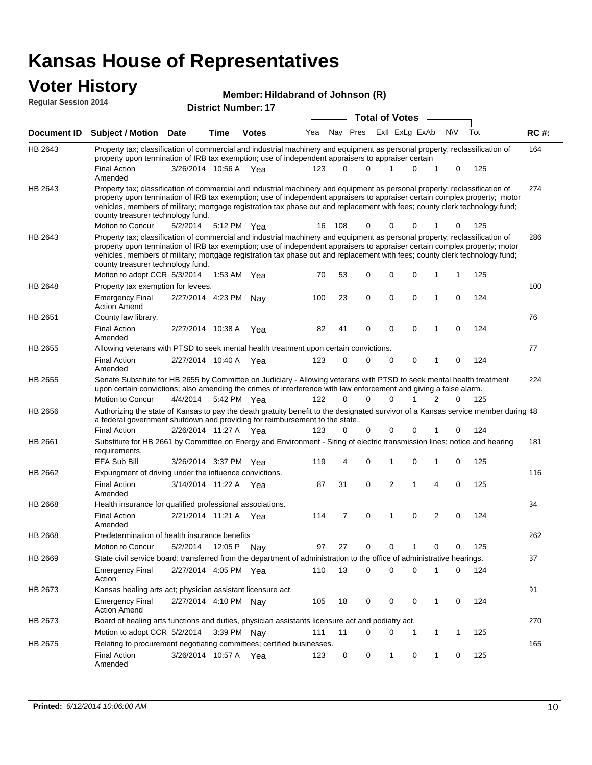# Kansas House of Representatives

## Voter History

**Regular Session 2014**

**Member: Hildabrand of Johnson (R)**

**District Number: 17**

| Document ID | Subject / Motion | Date | Time | Votes | Yea | Nay | Pres | ExII | ExLg | ExAb | N\V | Tot | RC #: |
|---|---|---|---|---|---|---|---|---|---|---|---|---|---|
| HB 2643 | Property tax; classification of commercial and industrial machinery and equipment as personal property; reclassification of property upon termination of IRB tax exemption; use of independent appraisers to appraiser certain | | | | | | | | | | | | 164 |
| | Final Action Amended | 3/26/2014 | 10:56 A | Yea | 123 | 0 | 0 | 1 | 0 | 1 | 0 | 125 | |
| HB 2643 | Property tax; classification of commercial and industrial machinery and equipment as personal property; reclassification of property upon termination of IRB tax exemption; use of independent appraisers to appraiser certain complex property; motor vehicles, members of military; mortgage registration tax phase out and replacement with fees; county clerk technology fund; county treasurer technology fund. | | | | | | | | | | | | 274 |
| | Motion to Concur | 5/2/2014 | 5:12 PM | Yea | 16 | 108 | 0 | 0 | 0 | 1 | 0 | 125 | |
| HB 2643 | Property tax; classification of commercial and industrial machinery and equipment as personal property; reclassification of property upon termination of IRB tax exemption; use of independent appraisers to appraiser certain complex property; motor vehicles, members of military; mortgage registration tax phase out and replacement with fees; county clerk technology fund; county treasurer technology fund. | | | | | | | | | | | | 286 |
| | Motion to adopt CCR | 5/3/2014 | 1:53 AM | Yea | 70 | 53 | 0 | 0 | 0 | 1 | 1 | 125 | |
| HB 2648 | Property tax exemption for levees. | | | | | | | | | | | | 100 |
| | Emergency Final Action Amend | 2/27/2014 | 4:23 PM | Nay | 100 | 23 | 0 | 0 | 0 | 1 | 0 | 124 | |
| HB 2651 | County law library. | | | | | | | | | | | | 76 |
| | Final Action Amended | 2/27/2014 | 10:38 A | Yea | 82 | 41 | 0 | 0 | 0 | 1 | 0 | 124 | |
| HB 2655 | Allowing veterans with PTSD to seek mental health treatment upon certain convictions. | | | | | | | | | | | | 77 |
| | Final Action Amended | 2/27/2014 | 10:40 A | Yea | 123 | 0 | 0 | 0 | 0 | 1 | 0 | 124 | |
| HB 2655 | Senate Substitute for HB 2655 by Committee on Judiciary - Allowing veterans with PTSD to seek mental health treatment upon certain convictions; also amending the crimes of interference with law enforcement and giving a false alarm. | | | | | | | | | | | | 224 |
| | Motion to Concur | 4/4/2014 | 5:42 PM | Yea | 122 | 0 | 0 | 0 | 1 | 2 | 0 | 125 | |
| HB 2656 | Authorizing the state of Kansas to pay the death gratuity benefit to the designated survivor of a Kansas service member during a federal government shutdown and providing for reimbursement to the state.. | | | | | | | | | | | | 48 |
| | Final Action | 2/26/2014 | 11:27 A | Yea | 123 | 0 | 0 | 0 | 0 | 1 | 0 | 124 | |
| HB 2661 | Substitute for HB 2661 by Committee on Energy and Environment - Siting of electric transmission lines; notice and hearing requirements. | | | | | | | | | | | | 181 |
| | EFA Sub Bill | 3/26/2014 | 3:37 PM | Yea | 119 | 4 | 0 | 1 | 0 | 1 | 0 | 125 | |
| HB 2662 | Expungment of driving under the influence convictions. | | | | | | | | | | | | 116 |
| | Final Action Amended | 3/14/2014 | 11:22 A | Yea | 87 | 31 | 0 | 2 | 1 | 4 | 0 | 125 | |
| HB 2668 | Health insurance for qualified professional associations. | | | | | | | | | | | | 34 |
| | Final Action Amended | 2/21/2014 | 11:21 A | Yea | 114 | 7 | 0 | 1 | 0 | 2 | 0 | 124 | |
| HB 2668 | Predetermination of health insurance benefits | | | | | | | | | | | | 262 |
| | Motion to Concur | 5/2/2014 | 12:05 P | Nay | 97 | 27 | 0 | 0 | 1 | 0 | 0 | 125 | |
| HB 2669 | State civil service board; transferred from the department of administration to the office of administrative hearings. | | | | | | | | | | | | 87 |
| | Emergency Final Action | 2/27/2014 | 4:05 PM | Yea | 110 | 13 | 0 | 0 | 0 | 1 | 0 | 124 | |
| HB 2673 | Kansas healing arts act; physician assistant licensure act. | | | | | | | | | | | | 91 |
| | Emergency Final Action Amend | 2/27/2014 | 4:10 PM | Nay | 105 | 18 | 0 | 0 | 0 | 1 | 0 | 124 | |
| HB 2673 | Board of healing arts functions and duties, physician assistants licensure act and podiatry act. | | | | | | | | | | | | 270 |
| | Motion to adopt CCR | 5/2/2014 | 3:39 PM | Nay | 111 | 11 | 0 | 0 | 1 | 1 | 1 | 125 | |
| HB 2675 | Relating to procurement negotiating committees; certified businesses. | | | | | | | | | | | | 165 |
| | Final Action Amended | 3/26/2014 | 10:57 A | Yea | 123 | 0 | 0 | 1 | 0 | 1 | 0 | 125 | |

**Printed:** *6/12/2014 10:06:00 AM*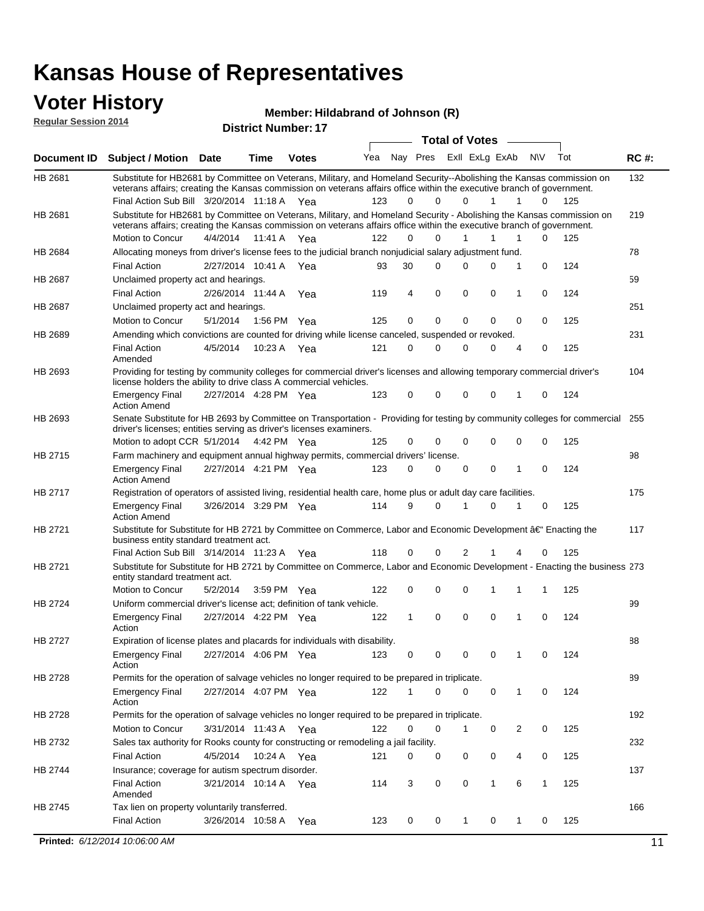# Kansas House of Representatives

## Voter History

**Regular Session 2014**

**Member: Hildabrand of Johnson (R)**

**District Number: 17**

| Document ID | Subject / Motion | Date | Time | Votes | Yea | Nay | Pres | ExII | ExLg | ExAb | N\V | Tot | RC #: |
|---|---|---|---|---|---|---|---|---|---|---|---|---|---|
| HB 2681 | Substitute for HB2681 by Committee on Veterans, Military, and Homeland Security--Abolishing the Kansas commission on veterans affairs; creating the Kansas commission on veterans affairs office within the executive branch of government. | | | | | | | | | | | | 132 |
| | Final Action Sub Bill | 3/20/2014 | 11:18 A | Yea | 123 | 0 | 0 | 0 | 1 | 1 | 0 | 125 | |
| HB 2681 | Substitute for HB2681 by Committee on Veterans, Military, and Homeland Security - Abolishing the Kansas commission on veterans affairs; creating the Kansas commission on veterans affairs office within the executive branch of government. | | | | | | | | | | | | 219 |
| | Motion to Concur | 4/4/2014 | 11:41 A | Yea | 122 | 0 | 0 | 1 | 1 | 1 | 0 | 125 | |
| HB 2684 | Allocating moneys from driver's license fees to the judicial branch nonjudicial salary adjustment fund. | | | | | | | | | | | | 78 |
| | Final Action | 2/27/2014 | 10:41 A | Yea | 93 | 30 | 0 | 0 | 0 | 1 | 0 | 124 | |
| HB 2687 | Unclaimed property act and hearings. | | | | | | | | | | | | 59 |
| | Final Action | 2/26/2014 | 11:44 A | Yea | 119 | 4 | 0 | 0 | 0 | 1 | 0 | 124 | |
| HB 2687 | Unclaimed property act and hearings. | | | | | | | | | | | | 251 |
| | Motion to Concur | 5/1/2014 | 1:56 PM | Yea | 125 | 0 | 0 | 0 | 0 | 0 | 0 | 125 | |
| HB 2689 | Amending which convictions are counted for driving while license canceled, suspended or revoked. | | | | | | | | | | | | 231 |
| | Final Action Amended | 4/5/2014 | 10:23 A | Yea | 121 | 0 | 0 | 0 | 0 | 4 | 0 | 125 | |
| HB 2693 | Providing for testing by community colleges for commercial driver's licenses and allowing temporary commercial driver's license holders the ability to drive class A commercial vehicles. | | | | | | | | | | | | 104 |
| | Emergency Final Action Amend | 2/27/2014 | 4:28 PM | Yea | 123 | 0 | 0 | 0 | 0 | 1 | 0 | 124 | |
| HB 2693 | Senate Substitute for HB 2693 by Committee on Transportation - Providing for testing by community colleges for commercial driver's licenses; entities serving as driver's licenses examiners. | | | | | | | | | | | | 255 |
| | Motion to adopt CCR | 5/1/2014 | 4:42 PM | Yea | 125 | 0 | 0 | 0 | 0 | 0 | 0 | 125 | |
| HB 2715 | Farm machinery and equipment annual highway permits, commercial drivers' license. | | | | | | | | | | | | 98 |
| | Emergency Final Action Amend | 2/27/2014 | 4:21 PM | Yea | 123 | 0 | 0 | 0 | 0 | 1 | 0 | 124 | |
| HB 2717 | Registration of operators of assisted living, residential health care, home plus or adult day care facilities. | | | | | | | | | | | | 175 |
| | Emergency Final Action Amend | 3/26/2014 | 3:29 PM | Yea | 114 | 9 | 0 | 1 | 0 | 1 | 0 | 125 | |
| HB 2721 | Substitute for Substitute for HB 2721 by Committee on Commerce, Labor and Economic Development â€" Enacting the business entity standard treatment act. | | | | | | | | | | | | 117 |
| | Final Action Sub Bill | 3/14/2014 | 11:23 A | Yea | 118 | 0 | 0 | 2 | 1 | 4 | 0 | 125 | |
| HB 2721 | Substitute for Substitute for HB 2721 by Committee on Commerce, Labor and Economic Development - Enacting the business entity standard treatment act. | | | | | | | | | | | | 273 |
| | Motion to Concur | 5/2/2014 | 3:59 PM | Yea | 122 | 0 | 0 | 0 | 1 | 1 | 1 | 125 | |
| HB 2724 | Uniform commercial driver's license act; definition of tank vehicle. | | | | | | | | | | | | 99 |
| | Emergency Final Action | 2/27/2014 | 4:22 PM | Yea | 122 | 1 | 0 | 0 | 0 | 1 | 0 | 124 | |
| HB 2727 | Expiration of license plates and placards for individuals with disability. | | | | | | | | | | | | 88 |
| | Emergency Final Action | 2/27/2014 | 4:06 PM | Yea | 123 | 0 | 0 | 0 | 0 | 1 | 0 | 124 | |
| HB 2728 | Permits for the operation of salvage vehicles no longer required to be prepared in triplicate. | | | | | | | | | | | | 89 |
| | Emergency Final Action | 2/27/2014 | 4:07 PM | Yea | 122 | 1 | 0 | 0 | 0 | 1 | 0 | 124 | |
| HB 2728 | Permits for the operation of salvage vehicles no longer required to be prepared in triplicate. | | | | | | | | | | | | 192 |
| | Motion to Concur | 3/31/2014 | 11:43 A | Yea | 122 | 0 | 0 | 1 | 0 | 2 | 0 | 125 | |
| HB 2732 | Sales tax authority for Rooks county for constructing or remodeling a jail facility. | | | | | | | | | | | | 232 |
| | Final Action | 4/5/2014 | 10:24 A | Yea | 121 | 0 | 0 | 0 | 0 | 4 | 0 | 125 | |
| HB 2744 | Insurance; coverage for autism spectrum disorder. | | | | | | | | | | | | 137 |
| | Final Action Amended | 3/21/2014 | 10:14 A | Yea | 114 | 3 | 0 | 0 | 1 | 6 | 1 | 125 | |
| HB 2745 | Tax lien on property voluntarily transferred. | | | | | | | | | | | | 166 |
| | Final Action | 3/26/2014 | 10:58 A | Yea | 123 | 0 | 0 | 1 | 0 | 1 | 0 | 125 | |

**Printed:** *6/12/2014 10:06:00 AM*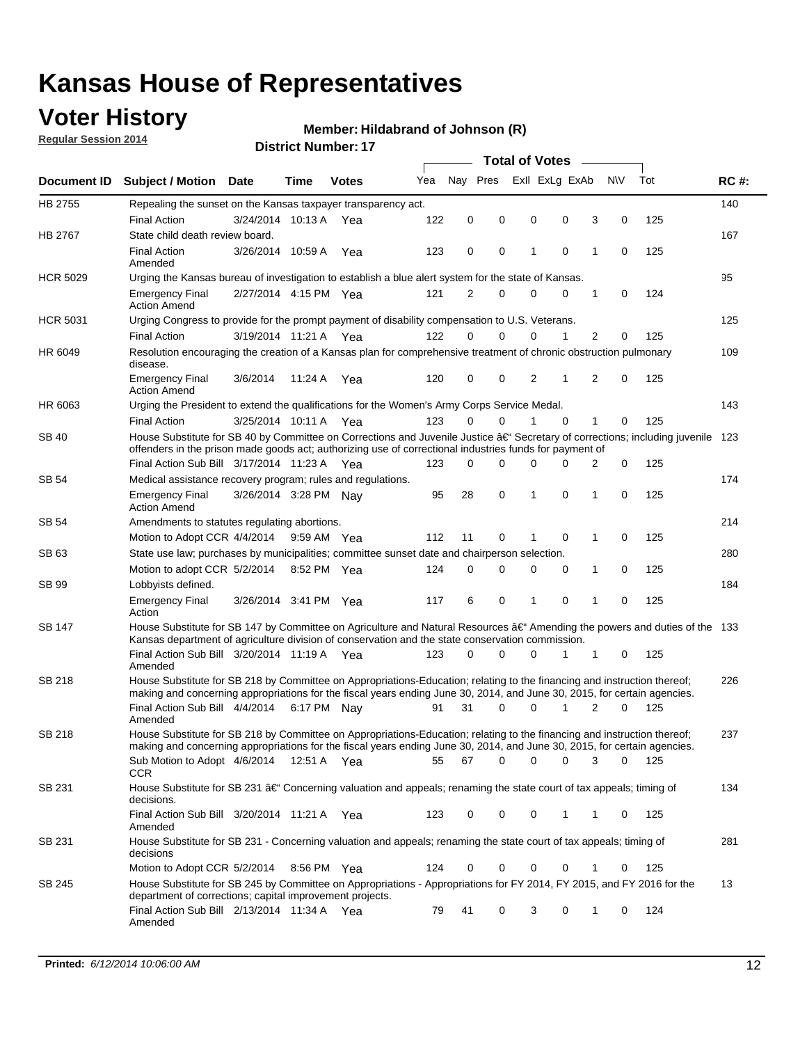# Kansas House of Representatives

## Voter History

**Regular Session 2014**

**Member: Hildabrand of Johnson (R)**

**District Number: 17**

| Document ID | Subject / Motion | Date | Time | Votes | Yea | Nay | Pres | ExlI | ExLg | ExAb | N\V | Tot | RC #: |
|---|---|---|---|---|---|---|---|---|---|---|---|---|---|
| HB 2755 | Repealing the sunset on the Kansas taxpayer transparency act. | | | | | | | | | | | | 140 |
| | Final Action | 3/24/2014 | 10:13 A | Yea | 122 | 0 | 0 | 0 | 0 | 3 | 0 | 125 | |
| HB 2767 | State child death review board. | | | | | | | | | | | | 167 |
| | Final Action Amended | 3/26/2014 | 10:59 A | Yea | 123 | 0 | 0 | 1 | 0 | 1 | 0 | 125 | |
| HCR 5029 | Urging the Kansas bureau of investigation to establish a blue alert system for the state of Kansas. | | | | | | | | | | | | 95 |
| | Emergency Final Action Amend | 2/27/2014 | 4:15 PM | Yea | 121 | 2 | 0 | 0 | 0 | 1 | 0 | 124 | |
| HCR 5031 | Urging Congress to provide for the prompt payment of disability compensation to U.S. Veterans. | | | | | | | | | | | | 125 |
| | Final Action | 3/19/2014 | 11:21 A | Yea | 122 | 0 | 0 | 0 | 1 | 2 | 0 | 125 | |
| HR 6049 | Resolution encouraging the creation of a Kansas plan for comprehensive treatment of chronic obstruction pulmonary disease. | | | | | | | | | | | | 109 |
| | Emergency Final Action Amend | 3/6/2014 | 11:24 A | Yea | 120 | 0 | 0 | 2 | 1 | 2 | 0 | 125 | |
| HR 6063 | Urging the President to extend the qualifications for the Women's Army Corps Service Medal. | | | | | | | | | | | | 143 |
| | Final Action | 3/25/2014 | 10:11 A | Yea | 123 | 0 | 0 | 1 | 0 | 1 | 0 | 125 | |
| SB 40 | House Substitute for SB 40 by Committee on Corrections and Juvenile Justice â€" Secretary of corrections; including juvenile offenders in the prison made goods act; authorizing use of correctional industries funds for payment of | | | | | | | | | | | | 123 |
| | Final Action Sub Bill | 3/17/2014 | 11:23 A | Yea | 123 | 0 | 0 | 0 | 0 | 2 | 0 | 125 | |
| SB 54 | Medical assistance recovery program; rules and regulations. | | | | | | | | | | | | 174 |
| | Emergency Final Action Amend | 3/26/2014 | 3:28 PM | Nay | 95 | 28 | 0 | 1 | 0 | 1 | 0 | 125 | |
| SB 54 | Amendments to statutes regulating abortions. | | | | | | | | | | | | 214 |
| | Motion to Adopt CCR | 4/4/2014 | 9:59 AM | Yea | 112 | 11 | 0 | 1 | 0 | 1 | 0 | 125 | |
| SB 63 | State use law; purchases by municipalities; committee sunset date and chairperson selection. | | | | | | | | | | | | 280 |
| | Motion to adopt CCR | 5/2/2014 | 8:52 PM | Yea | 124 | 0 | 0 | 0 | 0 | 1 | 0 | 125 | |
| SB 99 | Lobbyists defined. | | | | | | | | | | | | 184 |
| | Emergency Final Action | 3/26/2014 | 3:41 PM | Yea | 117 | 6 | 0 | 1 | 0 | 1 | 0 | 125 | |
| SB 147 | House Substitute for SB 147 by Committee on Agriculture and Natural Resources â€" Amending the powers and duties of the Kansas department of agriculture division of conservation and the state conservation commission. | | | | | | | | | | | | 133 |
| | Final Action Sub Bill Amended | 3/20/2014 | 11:19 A | Yea | 123 | 0 | 0 | 0 | 1 | 1 | 0 | 125 | |
| SB 218 | House Substitute for SB 218 by Committee on Appropriations-Education; relating to the financing and instruction thereof; making and concerning appropriations for the fiscal years ending June 30, 2014, and June 30, 2015, for certain agencies. | | | | | | | | | | | | 226 |
| | Final Action Sub Bill Amended | 4/4/2014 | 6:17 PM | Nay | 91 | 31 | 0 | 0 | 1 | 2 | 0 | 125 | |
| SB 218 | House Substitute for SB 218 by Committee on Appropriations-Education; relating to the financing and instruction thereof; making and concerning appropriations for the fiscal years ending June 30, 2014, and June 30, 2015, for certain agencies. | | | | | | | | | | | | 237 |
| | Sub Motion to Adopt CCR | 4/6/2014 | 12:51 A | Yea | 55 | 67 | 0 | 0 | 0 | 3 | 0 | 125 | |
| SB 231 | House Substitute for SB 231 â€" Concerning valuation and appeals; renaming the state court of tax appeals; timing of decisions. | | | | | | | | | | | | 134 |
| | Final Action Sub Bill Amended | 3/20/2014 | 11:21 A | Yea | 123 | 0 | 0 | 0 | 1 | 1 | 0 | 125 | |
| SB 231 | House Substitute for SB 231 - Concerning valuation and appeals; renaming the state court of tax appeals; timing of decisions | | | | | | | | | | | | 281 |
| | Motion to Adopt CCR | 5/2/2014 | 8:56 PM | Yea | 124 | 0 | 0 | 0 | 0 | 1 | 0 | 125 | |
| SB 245 | House Substitute for SB 245 by Committee on Appropriations - Appropriations for FY 2014, FY 2015, and FY 2016 for the department of corrections; capital improvement projects. | | | | | | | | | | | | 13 |
| | Final Action Sub Bill Amended | 2/13/2014 | 11:34 A | Yea | 79 | 41 | 0 | 3 | 0 | 1 | 0 | 124 | |

**Printed:** *6/12/2014 10:06:00 AM*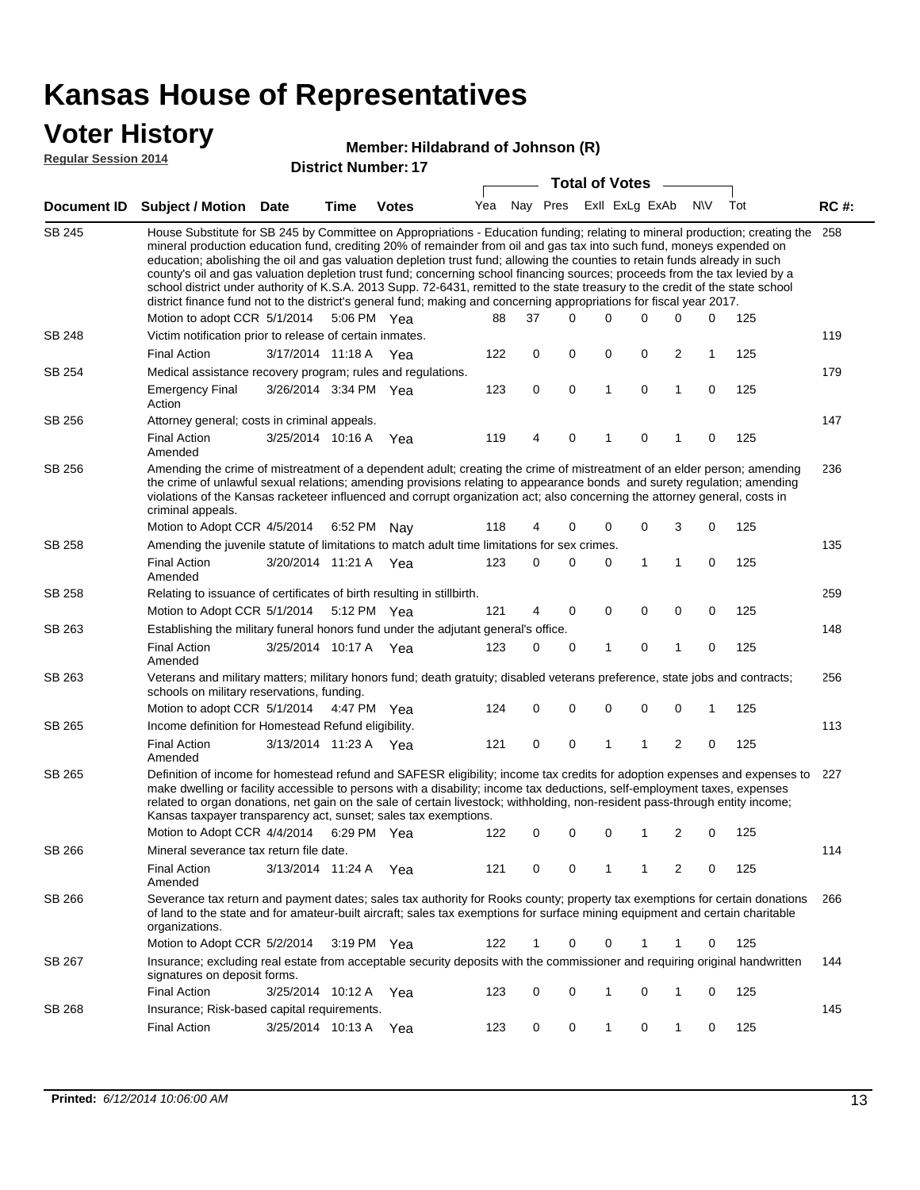# Kansas House of Representatives

## Voter History

**Regular Session 2014**

**Member: Hildabrand of Johnson (R)**

**District Number: 17**

| Document ID | Subject / Motion | Date | Time | Votes | Yea | Nay | Pres | ExII | ExLg | ExAb | N\V | Tot | RC #: |
|---|---|---|---|---|---|---|---|---|---|---|---|---|---|
| SB 245 | House Substitute for SB 245 by Committee on Appropriations - Education funding; relating to mineral production; creating the mineral production education fund, crediting 20% of remainder from oil and gas tax into such fund, moneys expended on education; abolishing the oil and gas valuation depletion trust fund; allowing the counties to retain funds already in such county's oil and gas valuation depletion trust fund; concerning school financing sources; proceeds from the tax levied by a school district under authority of K.S.A. 2013 Supp. 72-6431, remitted to the state treasury to the credit of the state school district finance fund not to the district's general fund; making and concerning appropriations for fiscal year 2017. | | | | | | | | | | | | 258 |
| | Motion to adopt CCR | 5/1/2014 | 5:06 PM | Yea | 88 | 37 | 0 | 0 | 0 | 0 | 0 | 125 | |
| SB 248 | Victim notification prior to release of certain inmates. | | | | | | | | | | | | 119 |
| | Final Action | 3/17/2014 | 11:18 A | Yea | 122 | 0 | 0 | 0 | 0 | 2 | 1 | 125 | |
| SB 254 | Medical assistance recovery program; rules and regulations. | | | | | | | | | | | | 179 |
| | Emergency Final Action | 3/26/2014 | 3:34 PM | Yea | 123 | 0 | 0 | 1 | 0 | 1 | 0 | 125 | |
| SB 256 | Attorney general; costs in criminal appeals. | | | | | | | | | | | | 147 |
| | Final Action Amended | 3/25/2014 | 10:16 A | Yea | 119 | 4 | 0 | 1 | 0 | 1 | 0 | 125 | |
| SB 256 | Amending the crime of mistreatment of a dependent adult; creating the crime of mistreatment of an elder person; amending the crime of unlawful sexual relations; amending provisions relating to appearance bonds and surety regulation; amending violations of the Kansas racketeer influenced and corrupt organization act; also concerning the attorney general, costs in criminal appeals. | | | | | | | | | | | | 236 |
| | Motion to Adopt CCR | 4/5/2014 | 6:52 PM | Nay | 118 | 4 | 0 | 0 | 0 | 3 | 0 | 125 | |
| SB 258 | Amending the juvenile statute of limitations to match adult time limitations for sex crimes. | | | | | | | | | | | | 135 |
| | Final Action Amended | 3/20/2014 | 11:21 A | Yea | 123 | 0 | 0 | 0 | 1 | 1 | 0 | 125 | |
| SB 258 | Relating to issuance of certificates of birth resulting in stillbirth. | | | | | | | | | | | | 259 |
| | Motion to Adopt CCR | 5/1/2014 | 5:12 PM | Yea | 121 | 4 | 0 | 0 | 0 | 0 | 0 | 125 | |
| SB 263 | Establishing the military funeral honors fund under the adjutant general's office. | | | | | | | | | | | | 148 |
| | Final Action Amended | 3/25/2014 | 10:17 A | Yea | 123 | 0 | 0 | 1 | 0 | 1 | 0 | 125 | |
| SB 263 | Veterans and military matters; military honors fund; death gratuity; disabled veterans preference, state jobs and contracts; schools on military reservations, funding. | | | | | | | | | | | | 256 |
| | Motion to adopt CCR | 5/1/2014 | 4:47 PM | Yea | 124 | 0 | 0 | 0 | 0 | 0 | 1 | 125 | |
| SB 265 | Income definition for Homestead Refund eligibility. | | | | | | | | | | | | 113 |
| | Final Action Amended | 3/13/2014 | 11:23 A | Yea | 121 | 0 | 0 | 1 | 1 | 2 | 0 | 125 | |
| SB 265 | Definition of income for homestead refund and SAFESR eligibility; income tax credits for adoption expenses and expenses to make dwelling or facility accessible to persons with a disability; income tax deductions, self-employment taxes, expenses related to organ donations, net gain on the sale of certain livestock; withholding, non-resident pass-through entity income; Kansas taxpayer transparency act, sunset; sales tax exemptions. | | | | | | | | | | | | 227 |
| | Motion to Adopt CCR | 4/4/2014 | 6:29 PM | Yea | 122 | 0 | 0 | 0 | 1 | 2 | 0 | 125 | |
| SB 266 | Mineral severance tax return file date. | | | | | | | | | | | | 114 |
| | Final Action Amended | 3/13/2014 | 11:24 A | Yea | 121 | 0 | 0 | 1 | 1 | 2 | 0 | 125 | |
| SB 266 | Severance tax return and payment dates; sales tax authority for Rooks county; property tax exemptions for certain donations of land to the state and for amateur-built aircraft; sales tax exemptions for surface mining equipment and certain charitable organizations. | | | | | | | | | | | | 266 |
| | Motion to Adopt CCR | 5/2/2014 | 3:19 PM | Yea | 122 | 1 | 0 | 0 | 1 | 1 | 0 | 125 | |
| SB 267 | Insurance; excluding real estate from acceptable security deposits with the commissioner and requiring original handwritten signatures on deposit forms. | | | | | | | | | | | | 144 |
| | Final Action | 3/25/2014 | 10:12 A | Yea | 123 | 0 | 0 | 1 | 0 | 1 | 0 | 125 | |
| SB 268 | Insurance; Risk-based capital requirements. | | | | | | | | | | | | 145 |
| | Final Action | 3/25/2014 | 10:13 A | Yea | 123 | 0 | 0 | 1 | 0 | 1 | 0 | 125 | |

**Printed:** *6/12/2014 10:06:00 AM*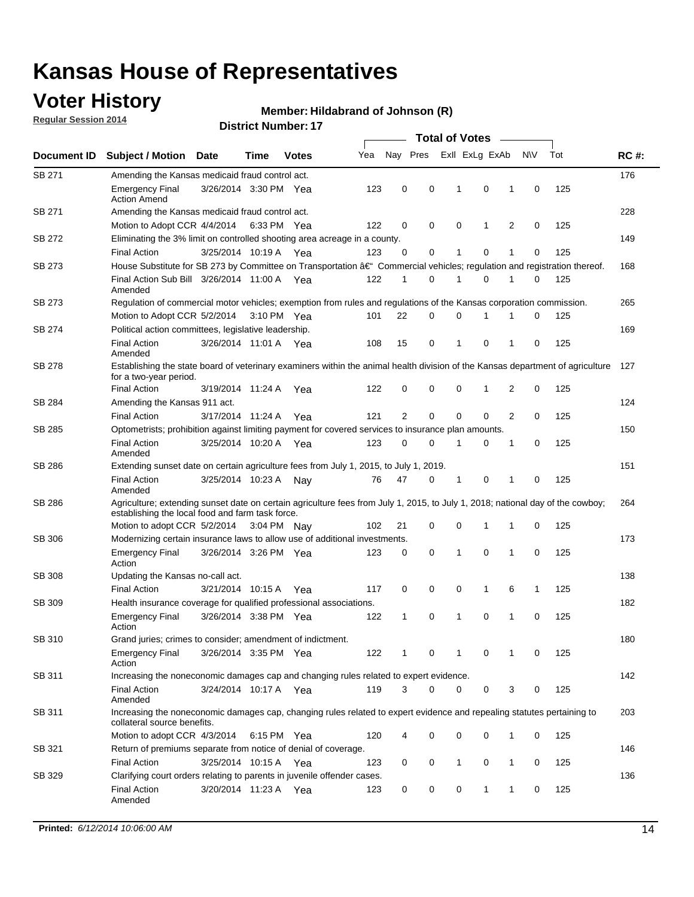# Kansas House of Representatives

## Voter History

**Regular Session 2014**

**Member: Hildabrand of Johnson (R)**

**District Number: 17**

| Document ID | Subject / Motion | Date | Time | Votes | Yea | Nay | Pres | ExII | ExLg | ExAb | N\V | Tot | RC #: |
|---|---|---|---|---|---|---|---|---|---|---|---|---|---|
| SB 271 | Amending the Kansas medicaid fraud control act. | | | | | | | | | | | | 176 |
| | Emergency Final Action Amend | 3/26/2014 | 3:30 PM | Yea | 123 | 0 | 0 | 1 | 0 | 1 | 0 | 125 | |
| SB 271 | Amending the Kansas medicaid fraud control act. | | | | | | | | | | | | 228 |
| | Motion to Adopt CCR | 4/4/2014 | 6:33 PM | Yea | 122 | 0 | 0 | 0 | 1 | 2 | 0 | 125 | |
| SB 272 | Eliminating the 3% limit on controlled shooting area acreage in a county. | | | | | | | | | | | | 149 |
| | Final Action | 3/25/2014 | 10:19 A | Yea | 123 | 0 | 0 | 1 | 0 | 1 | 0 | 125 | |
| SB 273 | House Substitute for SB 273 by Committee on Transportation â€" Commercial vehicles; regulation and registration thereof. | | | | | | | | | | | | 168 |
| | Final Action Sub Bill Amended | 3/26/2014 | 11:00 A | Yea | 122 | 1 | 0 | 1 | 0 | 1 | 0 | 125 | |
| SB 273 | Regulation of commercial motor vehicles; exemption from rules and regulations of the Kansas corporation commission. | | | | | | | | | | | | 265 |
| | Motion to Adopt CCR | 5/2/2014 | 3:10 PM | Yea | 101 | 22 | 0 | 0 | 1 | 1 | 0 | 125 | |
| SB 274 | Political action committees, legislative leadership. | | | | | | | | | | | | 169 |
| | Final Action Amended | 3/26/2014 | 11:01 A | Yea | 108 | 15 | 0 | 1 | 0 | 1 | 0 | 125 | |
| SB 278 | Establishing the state board of veterinary examiners within the animal health division of the Kansas department of agriculture for a two-year period. | | | | | | | | | | | | 127 |
| | Final Action | 3/19/2014 | 11:24 A | Yea | 122 | 0 | 0 | 0 | 1 | 2 | 0 | 125 | |
| SB 284 | Amending the Kansas 911 act. | | | | | | | | | | | | 124 |
| | Final Action | 3/17/2014 | 11:24 A | Yea | 121 | 2 | 0 | 0 | 0 | 2 | 0 | 125 | |
| SB 285 | Optometrists; prohibition against limiting payment for covered services to insurance plan amounts. | | | | | | | | | | | | 150 |
| | Final Action Amended | 3/25/2014 | 10:20 A | Yea | 123 | 0 | 0 | 1 | 0 | 1 | 0 | 125 | |
| SB 286 | Extending sunset date on certain agriculture fees from July 1, 2015, to July 1, 2019. | | | | | | | | | | | | 151 |
| | Final Action Amended | 3/25/2014 | 10:23 A | Nay | 76 | 47 | 0 | 1 | 0 | 1 | 0 | 125 | |
| SB 286 | Agriculture; extending sunset date on certain agriculture fees from July 1, 2015, to July 1, 2018; national day of the cowboy; establishing the local food and farm task force. | | | | | | | | | | | | 264 |
| | Motion to adopt CCR | 5/2/2014 | 3:04 PM | Nay | 102 | 21 | 0 | 0 | 1 | 1 | 0 | 125 | |
| SB 306 | Modernizing certain insurance laws to allow use of additional investments. | | | | | | | | | | | | 173 |
| | Emergency Final Action | 3/26/2014 | 3:26 PM | Yea | 123 | 0 | 0 | 1 | 0 | 1 | 0 | 125 | |
| SB 308 | Updating the Kansas no-call act. | | | | | | | | | | | | 138 |
| | Final Action | 3/21/2014 | 10:15 A | Yea | 117 | 0 | 0 | 0 | 1 | 6 | 1 | 125 | |
| SB 309 | Health insurance coverage for qualified professional associations. | | | | | | | | | | | | 182 |
| | Emergency Final Action | 3/26/2014 | 3:38 PM | Yea | 122 | 1 | 0 | 1 | 0 | 1 | 0 | 125 | |
| SB 310 | Grand juries; crimes to consider; amendment of indictment. | | | | | | | | | | | | 180 |
| | Emergency Final Action | 3/26/2014 | 3:35 PM | Yea | 122 | 1 | 0 | 1 | 0 | 1 | 0 | 125 | |
| SB 311 | Increasing the noneconomic damages cap and changing rules related to expert evidence. | | | | | | | | | | | | 142 |
| | Final Action Amended | 3/24/2014 | 10:17 A | Yea | 119 | 3 | 0 | 0 | 0 | 3 | 0 | 125 | |
| SB 311 | Increasing the noneconomic damages cap, changing rules related to expert evidence and repealing statutes pertaining to collateral source benefits. | | | | | | | | | | | | 203 |
| | Motion to adopt CCR | 4/3/2014 | 6:15 PM | Yea | 120 | 4 | 0 | 0 | 0 | 1 | 0 | 125 | |
| SB 321 | Return of premiums separate from notice of denial of coverage. | | | | | | | | | | | | 146 |
| | Final Action | 3/25/2014 | 10:15 A | Yea | 123 | 0 | 0 | 1 | 0 | 1 | 0 | 125 | |
| SB 329 | Clarifying court orders relating to parents in juvenile offender cases. | | | | | | | | | | | | 136 |
| | Final Action Amended | 3/20/2014 | 11:23 A | Yea | 123 | 0 | 0 | 0 | 1 | 1 | 0 | 125 | |

**Printed:** *6/12/2014 10:06:00 AM*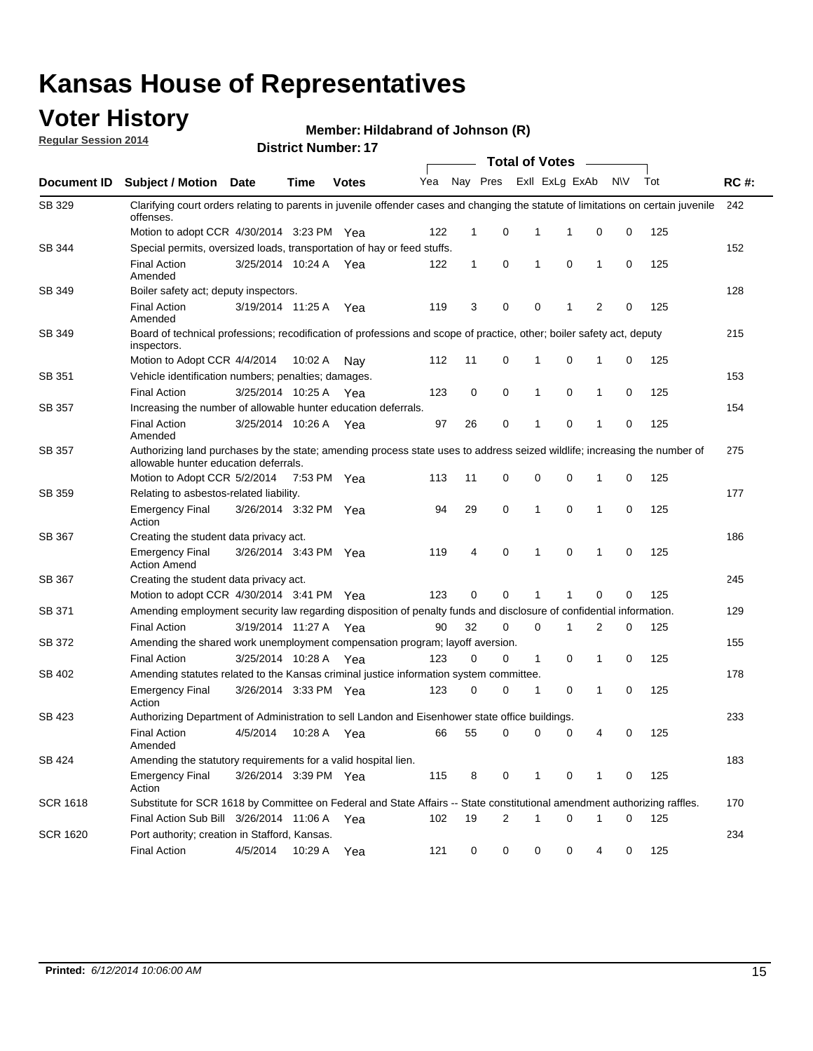# Kansas House of Representatives

## Voter History

**Regular Session 2014**

**Member: Hildabrand of Johnson (R)**

**District Number: 17**

| Document ID | Subject / Motion | Date | Time | Votes | Yea | Nay | Pres | ExII | ExLg | ExAb | N\V | Tot | RC #: |
|---|---|---|---|---|---|---|---|---|---|---|---|---|---|
| SB 329 | Clarifying court orders relating to parents in juvenile offender cases and changing the statute of limitations on certain juvenile offenses. | | | | | | | | | | | | 242 |
| | Motion to adopt CCR | 4/30/2014 | 3:23 PM | Yea | 122 | 1 | 0 | 1 | 1 | 0 | 0 | 125 | |
| SB 344 | Special permits, oversized loads, transportation of hay or feed stuffs. | | | | | | | | | | | | 152 |
| | Final Action Amended | 3/25/2014 | 10:24 A | Yea | 122 | 1 | 0 | 1 | 0 | 1 | 0 | 125 | |
| SB 349 | Boiler safety act; deputy inspectors. | | | | | | | | | | | | 128 |
| | Final Action Amended | 3/19/2014 | 11:25 A | Yea | 119 | 3 | 0 | 0 | 1 | 2 | 0 | 125 | |
| SB 349 | Board of technical professions; recodification of professions and scope of practice, other; boiler safety act, deputy inspectors. | | | | | | | | | | | | 215 |
| | Motion to Adopt CCR | 4/4/2014 | 10:02 A | Nay | 112 | 11 | 0 | 1 | 0 | 1 | 0 | 125 | |
| SB 351 | Vehicle identification numbers; penalties; damages. | | | | | | | | | | | | 153 |
| | Final Action | 3/25/2014 | 10:25 A | Yea | 123 | 0 | 0 | 1 | 0 | 1 | 0 | 125 | |
| SB 357 | Increasing the number of allowable hunter education deferrals. | | | | | | | | | | | | 154 |
| | Final Action Amended | 3/25/2014 | 10:26 A | Yea | 97 | 26 | 0 | 1 | 0 | 1 | 0 | 125 | |
| SB 357 | Authorizing land purchases by the state; amending process state uses to address seized wildlife; increasing the number of allowable hunter education deferrals. | | | | | | | | | | | | 275 |
| | Motion to Adopt CCR | 5/2/2014 | 7:53 PM | Yea | 113 | 11 | 0 | 0 | 0 | 1 | 0 | 125 | |
| SB 359 | Relating to asbestos-related liability. | | | | | | | | | | | | 177 |
| | Emergency Final Action | 3/26/2014 | 3:32 PM | Yea | 94 | 29 | 0 | 1 | 0 | 1 | 0 | 125 | |
| SB 367 | Creating the student data privacy act. | | | | | | | | | | | | 186 |
| | Emergency Final Action Amend | 3/26/2014 | 3:43 PM | Yea | 119 | 4 | 0 | 1 | 0 | 1 | 0 | 125 | |
| SB 367 | Creating the student data privacy act. | | | | | | | | | | | | 245 |
| | Motion to adopt CCR | 4/30/2014 | 3:41 PM | Yea | 123 | 0 | 0 | 1 | 1 | 0 | 0 | 125 | |
| SB 371 | Amending employment security law regarding disposition of penalty funds and disclosure of confidential information. | | | | | | | | | | | | 129 |
| | Final Action | 3/19/2014 | 11:27 A | Yea | 90 | 32 | 0 | 0 | 1 | 2 | 0 | 125 | |
| SB 372 | Amending the shared work unemployment compensation program; layoff aversion. | | | | | | | | | | | | 155 |
| | Final Action | 3/25/2014 | 10:28 A | Yea | 123 | 0 | 0 | 1 | 0 | 1 | 0 | 125 | |
| SB 402 | Amending statutes related to the Kansas criminal justice information system committee. | | | | | | | | | | | | 178 |
| | Emergency Final Action | 3/26/2014 | 3:33 PM | Yea | 123 | 0 | 0 | 1 | 0 | 1 | 0 | 125 | |
| SB 423 | Authorizing Department of Administration to sell Landon and Eisenhower state office buildings. | | | | | | | | | | | | 233 |
| | Final Action Amended | 4/5/2014 | 10:28 A | Yea | 66 | 55 | 0 | 0 | 0 | 4 | 0 | 125 | |
| SB 424 | Amending the statutory requirements for a valid hospital lien. | | | | | | | | | | | | 183 |
| | Emergency Final Action | 3/26/2014 | 3:39 PM | Yea | 115 | 8 | 0 | 1 | 0 | 1 | 0 | 125 | |
| SCR 1618 | Substitute for SCR 1618 by Committee on Federal and State Affairs -- State constitutional amendment authorizing raffles. | | | | | | | | | | | | 170 |
| | Final Action Sub Bill | 3/26/2014 | 11:06 A | Yea | 102 | 19 | 2 | 1 | 0 | 1 | 0 | 125 | |
| SCR 1620 | Port authority; creation in Stafford, Kansas. | | | | | | | | | | | | 234 |
| | Final Action | 4/5/2014 | 10:29 A | Yea | 121 | 0 | 0 | 0 | 0 | 4 | 0 | 125 | |

**Printed:** *6/12/2014 10:06:00 AM*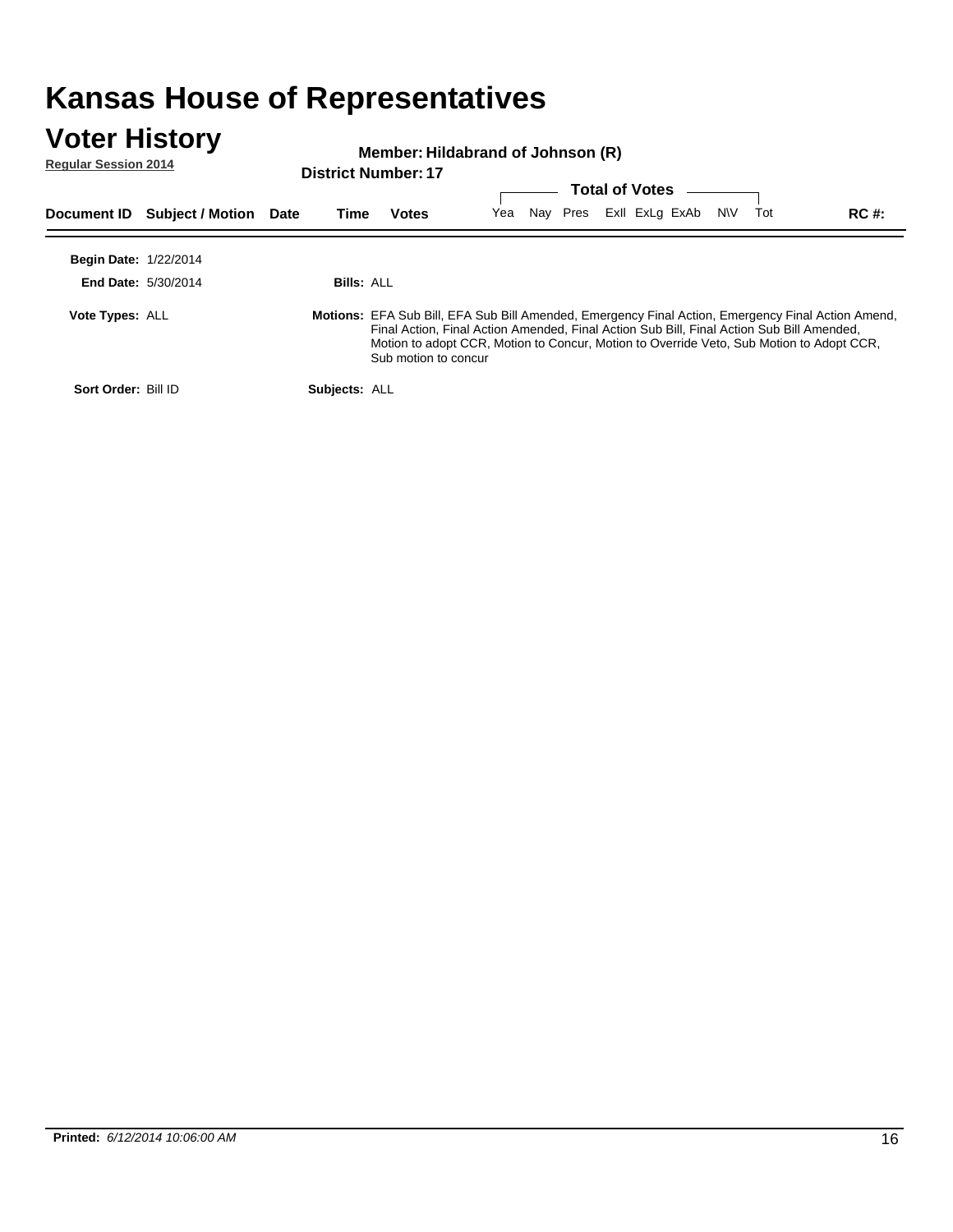# Kansas House of Representatives

## Voter History

**Regular Session 2014**

**Member: Hildabrand of Johnson (R)**

**District Number: 17**

| Document ID | Subject / Motion | Date | Time | Votes | Yea | Nay | Pres | ExII | ExLg | ExAb | N\V | Tot | RC #: |
|---|---|---|---|---|---|---|---|---|---|---|---|---|---|

(Yea through Tot are grouped under **Total of Votes**.)

**Begin Date:** 1/22/2014

**End Date:** 5/30/2014

**Bills:** ALL

**Vote Types:** ALL

**Motions:** EFA Sub Bill, EFA Sub Bill Amended, Emergency Final Action, Emergency Final Action Amend, Final Action, Final Action Amended, Final Action Sub Bill, Final Action Sub Bill Amended, Motion to adopt CCR, Motion to Concur, Motion to Override Veto, Sub Motion to Adopt CCR, Sub motion to concur

**Sort Order:** Bill ID

**Subjects:** ALL

**Printed:** *6/12/2014 10:06:00 AM*